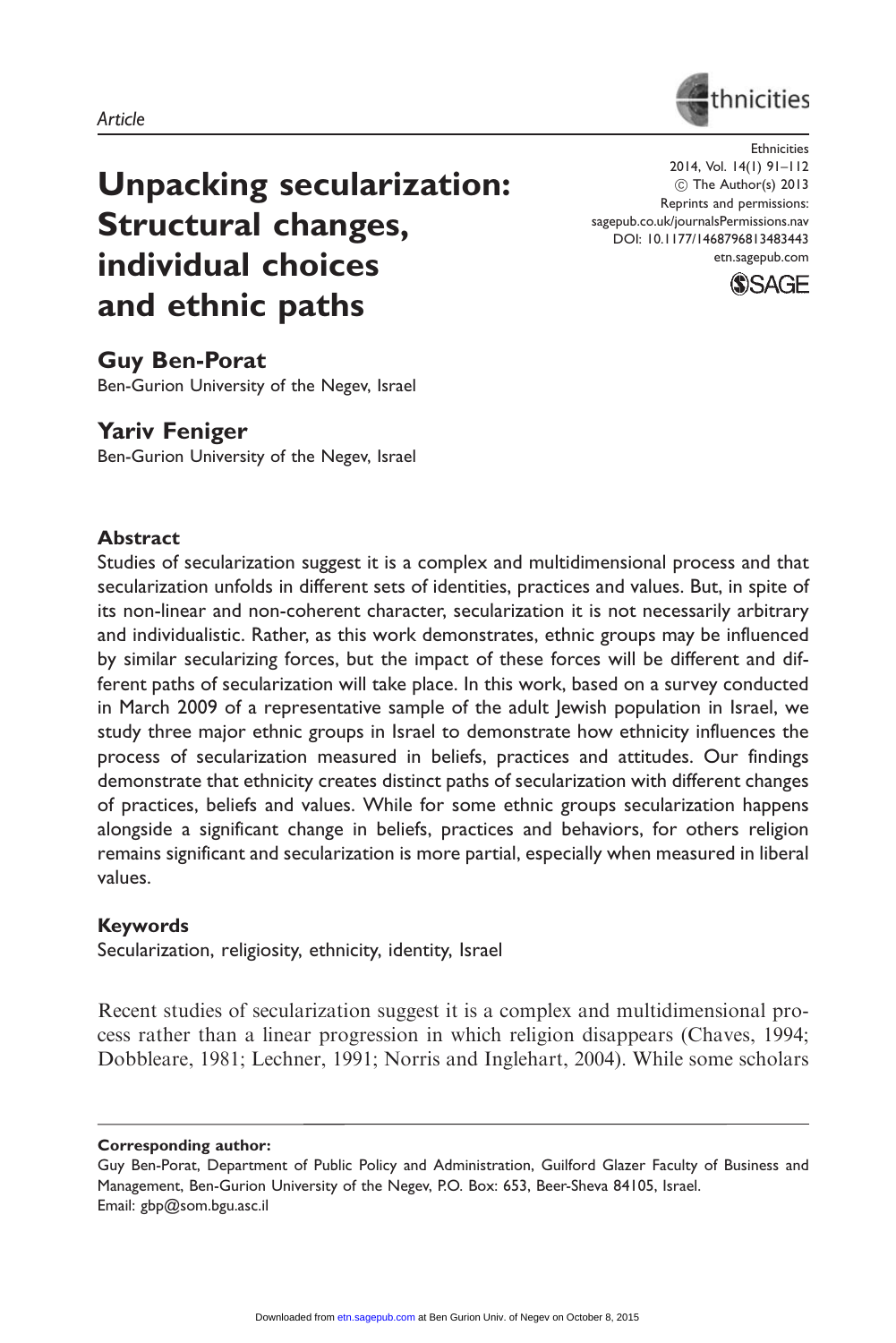Article

# Unpacking secularization: Structural changes, individual choices and ethnic paths

**Guy Ben-Porat**
Ben-Gurion University of the Negev, Israel

**Yariv Feniger**
Ben-Gurion University of the Negev, Israel

## Abstract

Studies of secularization suggest it is a complex and multidimensional process and that secularization unfolds in different sets of identities, practices and values. But, in spite of its non-linear and non-coherent character, secularization it is not necessarily arbitrary and individualistic. Rather, as this work demonstrates, ethnic groups may be influenced by similar secularizing forces, but the impact of these forces will be different and different paths of secularization will take place. In this work, based on a survey conducted in March 2009 of a representative sample of the adult Jewish population in Israel, we study three major ethnic groups in Israel to demonstrate how ethnicity influences the process of secularization measured in beliefs, practices and attitudes. Our findings demonstrate that ethnicity creates distinct paths of secularization with different changes of practices, beliefs and values. While for some ethnic groups secularization happens alongside a significant change in beliefs, practices and behaviors, for others religion remains significant and secularization is more partial, especially when measured in liberal values.

## Keywords

Secularization, religiosity, ethnicity, identity, Israel

Recent studies of secularization suggest it is a complex and multidimensional process rather than a linear progression in which religion disappears (Chaves, 1994; Dobbleare, 1981; Lechner, 1991; Norris and Inglehart, 2004). While some scholars

---

**Corresponding author:**
Guy Ben-Porat, Department of Public Policy and Administration, Guilford Glazer Faculty of Business and Management, Ben-Gurion University of the Negev, P.O. Box: 653, Beer-Sheva 84105, Israel.
Email: gbp@som.bgu.asc.il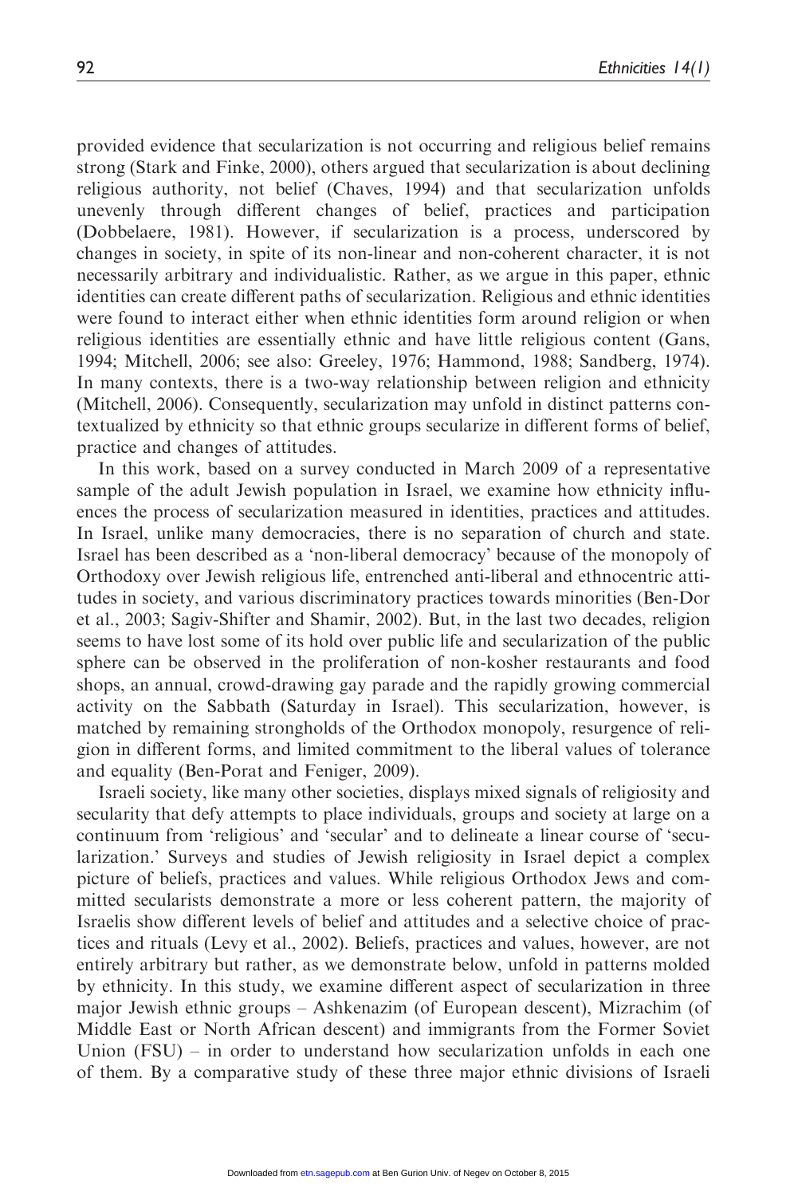provided evidence that secularization is not occurring and religious belief remains strong (Stark and Finke, 2000), others argued that secularization is about declining religious authority, not belief (Chaves, 1994) and that secularization unfolds unevenly through different changes of belief, practices and participation (Dobbelaere, 1981). However, if secularization is a process, underscored by changes in society, in spite of its non-linear and non-coherent character, it is not necessarily arbitrary and individualistic. Rather, as we argue in this paper, ethnic identities can create different paths of secularization. Religious and ethnic identities were found to interact either when ethnic identities form around religion or when religious identities are essentially ethnic and have little religious content (Gans, 1994; Mitchell, 2006; see also: Greeley, 1976; Hammond, 1988; Sandberg, 1974). In many contexts, there is a two-way relationship between religion and ethnicity (Mitchell, 2006). Consequently, secularization may unfold in distinct patterns contextualized by ethnicity so that ethnic groups secularize in different forms of belief, practice and changes of attitudes.

In this work, based on a survey conducted in March 2009 of a representative sample of the adult Jewish population in Israel, we examine how ethnicity influences the process of secularization measured in identities, practices and attitudes. In Israel, unlike many democracies, there is no separation of church and state. Israel has been described as a 'non-liberal democracy' because of the monopoly of Orthodoxy over Jewish religious life, entrenched anti-liberal and ethnocentric attitudes in society, and various discriminatory practices towards minorities (Ben-Dor et al., 2003; Sagiv-Shifter and Shamir, 2002). But, in the last two decades, religion seems to have lost some of its hold over public life and secularization of the public sphere can be observed in the proliferation of non-kosher restaurants and food shops, an annual, crowd-drawing gay parade and the rapidly growing commercial activity on the Sabbath (Saturday in Israel). This secularization, however, is matched by remaining strongholds of the Orthodox monopoly, resurgence of religion in different forms, and limited commitment to the liberal values of tolerance and equality (Ben-Porat and Feniger, 2009).

Israeli society, like many other societies, displays mixed signals of religiosity and secularity that defy attempts to place individuals, groups and society at large on a continuum from 'religious' and 'secular' and to delineate a linear course of 'secularization.' Surveys and studies of Jewish religiosity in Israel depict a complex picture of beliefs, practices and values. While religious Orthodox Jews and committed secularists demonstrate a more or less coherent pattern, the majority of Israelis show different levels of belief and attitudes and a selective choice of practices and rituals (Levy et al., 2002). Beliefs, practices and values, however, are not entirely arbitrary but rather, as we demonstrate below, unfold in patterns molded by ethnicity. In this study, we examine different aspect of secularization in three major Jewish ethnic groups – Ashkenazim (of European descent), Mizrachim (of Middle East or North African descent) and immigrants from the Former Soviet Union (FSU) – in order to understand how secularization unfolds in each one of them. By a comparative study of these three major ethnic divisions of Israeli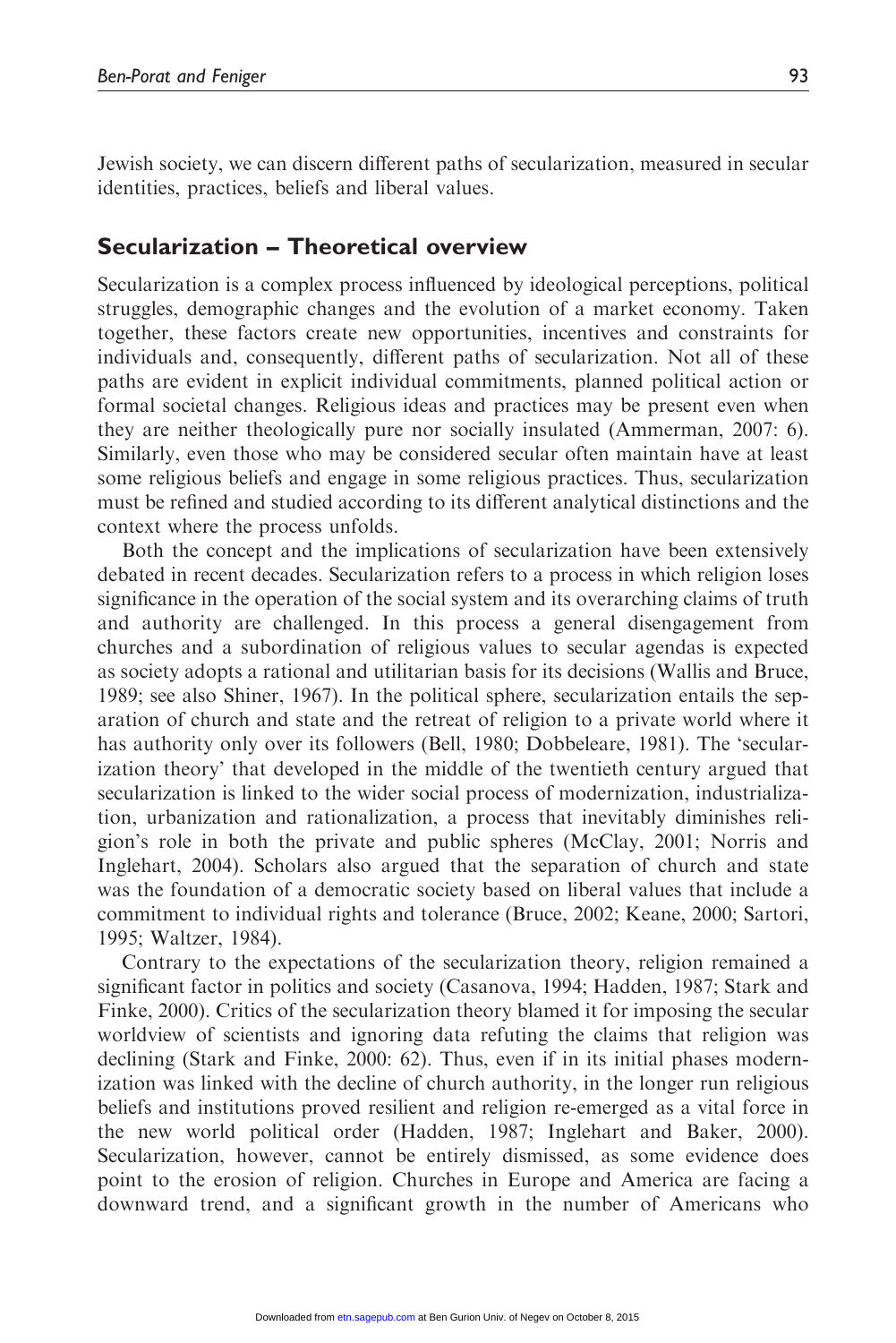Jewish society, we can discern different paths of secularization, measured in secular identities, practices, beliefs and liberal values.

## Secularization – Theoretical overview

Secularization is a complex process influenced by ideological perceptions, political struggles, demographic changes and the evolution of a market economy. Taken together, these factors create new opportunities, incentives and constraints for individuals and, consequently, different paths of secularization. Not all of these paths are evident in explicit individual commitments, planned political action or formal societal changes. Religious ideas and practices may be present even when they are neither theologically pure nor socially insulated (Ammerman, 2007: 6). Similarly, even those who may be considered secular often maintain have at least some religious beliefs and engage in some religious practices. Thus, secularization must be refined and studied according to its different analytical distinctions and the context where the process unfolds.

Both the concept and the implications of secularization have been extensively debated in recent decades. Secularization refers to a process in which religion loses significance in the operation of the social system and its overarching claims of truth and authority are challenged. In this process a general disengagement from churches and a subordination of religious values to secular agendas is expected as society adopts a rational and utilitarian basis for its decisions (Wallis and Bruce, 1989; see also Shiner, 1967). In the political sphere, secularization entails the separation of church and state and the retreat of religion to a private world where it has authority only over its followers (Bell, 1980; Dobbeleare, 1981). The 'secularization theory' that developed in the middle of the twentieth century argued that secularization is linked to the wider social process of modernization, industrialization, urbanization and rationalization, a process that inevitably diminishes religion's role in both the private and public spheres (McClay, 2001; Norris and Inglehart, 2004). Scholars also argued that the separation of church and state was the foundation of a democratic society based on liberal values that include a commitment to individual rights and tolerance (Bruce, 2002; Keane, 2000; Sartori, 1995; Waltzer, 1984).

Contrary to the expectations of the secularization theory, religion remained a significant factor in politics and society (Casanova, 1994; Hadden, 1987; Stark and Finke, 2000). Critics of the secularization theory blamed it for imposing the secular worldview of scientists and ignoring data refuting the claims that religion was declining (Stark and Finke, 2000: 62). Thus, even if in its initial phases modernization was linked with the decline of church authority, in the longer run religious beliefs and institutions proved resilient and religion re-emerged as a vital force in the new world political order (Hadden, 1987; Inglehart and Baker, 2000). Secularization, however, cannot be entirely dismissed, as some evidence does point to the erosion of religion. Churches in Europe and America are facing a downward trend, and a significant growth in the number of Americans who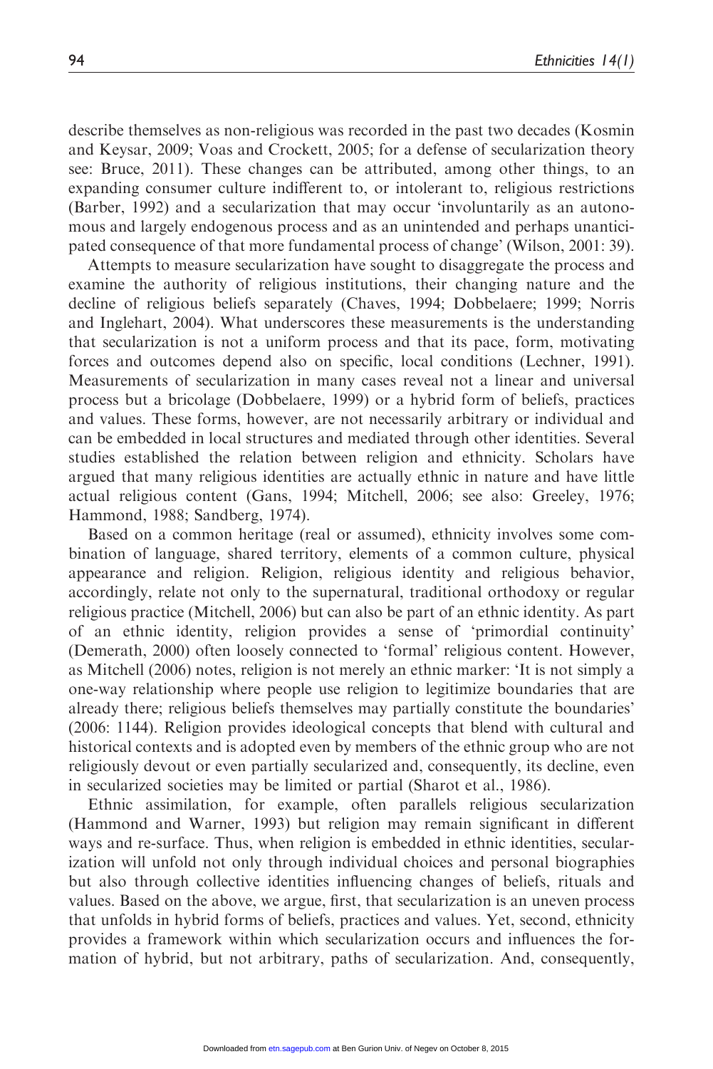describe themselves as non-religious was recorded in the past two decades (Kosmin and Keysar, 2009; Voas and Crockett, 2005; for a defense of secularization theory see: Bruce, 2011). These changes can be attributed, among other things, to an expanding consumer culture indifferent to, or intolerant to, religious restrictions (Barber, 1992) and a secularization that may occur 'involuntarily as an autonomous and largely endogenous process and as an unintended and perhaps unanticipated consequence of that more fundamental process of change' (Wilson, 2001: 39).

Attempts to measure secularization have sought to disaggregate the process and examine the authority of religious institutions, their changing nature and the decline of religious beliefs separately (Chaves, 1994; Dobbelaere; 1999; Norris and Inglehart, 2004). What underscores these measurements is the understanding that secularization is not a uniform process and that its pace, form, motivating forces and outcomes depend also on specific, local conditions (Lechner, 1991). Measurements of secularization in many cases reveal not a linear and universal process but a bricolage (Dobbelaere, 1999) or a hybrid form of beliefs, practices and values. These forms, however, are not necessarily arbitrary or individual and can be embedded in local structures and mediated through other identities. Several studies established the relation between religion and ethnicity. Scholars have argued that many religious identities are actually ethnic in nature and have little actual religious content (Gans, 1994; Mitchell, 2006; see also: Greeley, 1976; Hammond, 1988; Sandberg, 1974).

Based on a common heritage (real or assumed), ethnicity involves some combination of language, shared territory, elements of a common culture, physical appearance and religion. Religion, religious identity and religious behavior, accordingly, relate not only to the supernatural, traditional orthodoxy or regular religious practice (Mitchell, 2006) but can also be part of an ethnic identity. As part of an ethnic identity, religion provides a sense of 'primordial continuity' (Demerath, 2000) often loosely connected to 'formal' religious content. However, as Mitchell (2006) notes, religion is not merely an ethnic marker: 'It is not simply a one-way relationship where people use religion to legitimize boundaries that are already there; religious beliefs themselves may partially constitute the boundaries' (2006: 1144). Religion provides ideological concepts that blend with cultural and historical contexts and is adopted even by members of the ethnic group who are not religiously devout or even partially secularized and, consequently, its decline, even in secularized societies may be limited or partial (Sharot et al., 1986).

Ethnic assimilation, for example, often parallels religious secularization (Hammond and Warner, 1993) but religion may remain significant in different ways and re-surface. Thus, when religion is embedded in ethnic identities, secularization will unfold not only through individual choices and personal biographies but also through collective identities influencing changes of beliefs, rituals and values. Based on the above, we argue, first, that secularization is an uneven process that unfolds in hybrid forms of beliefs, practices and values. Yet, second, ethnicity provides a framework within which secularization occurs and influences the formation of hybrid, but not arbitrary, paths of secularization. And, consequently,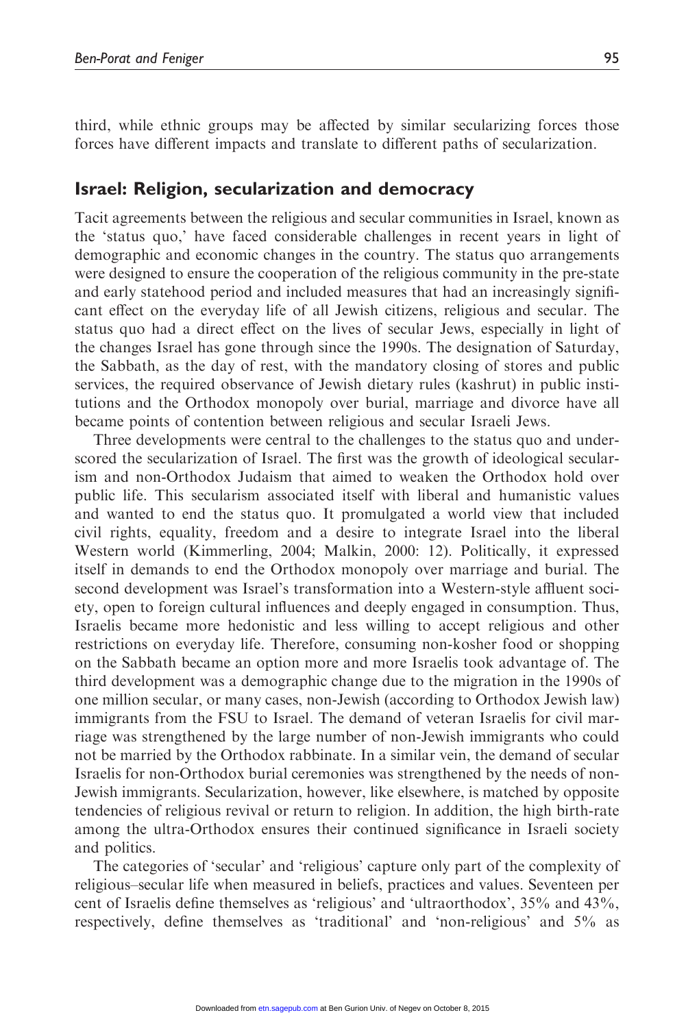third, while ethnic groups may be affected by similar secularizing forces those forces have different impacts and translate to different paths of secularization.

## Israel: Religion, secularization and democracy

Tacit agreements between the religious and secular communities in Israel, known as the 'status quo,' have faced considerable challenges in recent years in light of demographic and economic changes in the country. The status quo arrangements were designed to ensure the cooperation of the religious community in the pre-state and early statehood period and included measures that had an increasingly significant effect on the everyday life of all Jewish citizens, religious and secular. The status quo had a direct effect on the lives of secular Jews, especially in light of the changes Israel has gone through since the 1990s. The designation of Saturday, the Sabbath, as the day of rest, with the mandatory closing of stores and public services, the required observance of Jewish dietary rules (kashrut) in public institutions and the Orthodox monopoly over burial, marriage and divorce have all became points of contention between religious and secular Israeli Jews.

Three developments were central to the challenges to the status quo and underscored the secularization of Israel. The first was the growth of ideological secularism and non-Orthodox Judaism that aimed to weaken the Orthodox hold over public life. This secularism associated itself with liberal and humanistic values and wanted to end the status quo. It promulgated a world view that included civil rights, equality, freedom and a desire to integrate Israel into the liberal Western world (Kimmerling, 2004; Malkin, 2000: 12). Politically, it expressed itself in demands to end the Orthodox monopoly over marriage and burial. The second development was Israel's transformation into a Western-style affluent society, open to foreign cultural influences and deeply engaged in consumption. Thus, Israelis became more hedonistic and less willing to accept religious and other restrictions on everyday life. Therefore, consuming non-kosher food or shopping on the Sabbath became an option more and more Israelis took advantage of. The third development was a demographic change due to the migration in the 1990s of one million secular, or many cases, non-Jewish (according to Orthodox Jewish law) immigrants from the FSU to Israel. The demand of veteran Israelis for civil marriage was strengthened by the large number of non-Jewish immigrants who could not be married by the Orthodox rabbinate. In a similar vein, the demand of secular Israelis for non-Orthodox burial ceremonies was strengthened by the needs of non-Jewish immigrants. Secularization, however, like elsewhere, is matched by opposite tendencies of religious revival or return to religion. In addition, the high birth-rate among the ultra-Orthodox ensures their continued significance in Israeli society and politics.

The categories of 'secular' and 'religious' capture only part of the complexity of religious–secular life when measured in beliefs, practices and values. Seventeen per cent of Israelis define themselves as 'religious' and 'ultraorthodox', 35% and 43%, respectively, define themselves as 'traditional' and 'non-religious' and 5% as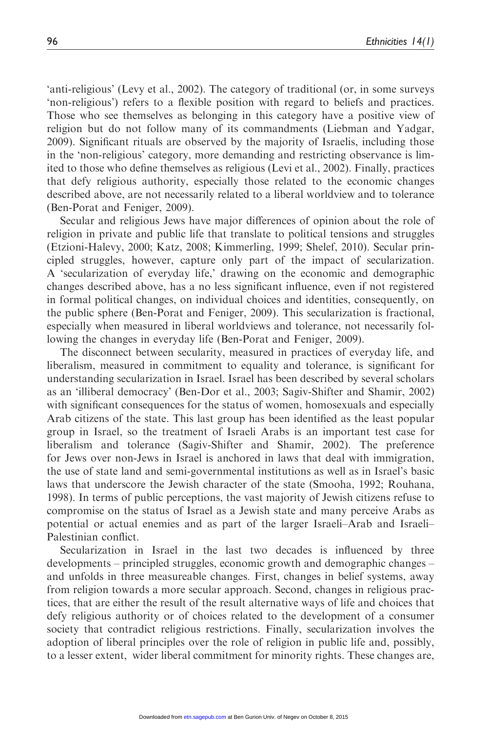'anti-religious' (Levy et al., 2002). The category of traditional (or, in some surveys 'non-religious') refers to a flexible position with regard to beliefs and practices. Those who see themselves as belonging in this category have a positive view of religion but do not follow many of its commandments (Liebman and Yadgar, 2009). Significant rituals are observed by the majority of Israelis, including those in the 'non-religious' category, more demanding and restricting observance is limited to those who define themselves as religious (Levi et al., 2002). Finally, practices that defy religious authority, especially those related to the economic changes described above, are not necessarily related to a liberal worldview and to tolerance (Ben-Porat and Feniger, 2009).

Secular and religious Jews have major differences of opinion about the role of religion in private and public life that translate to political tensions and struggles (Etzioni-Halevy, 2000; Katz, 2008; Kimmerling, 1999; Shelef, 2010). Secular principled struggles, however, capture only part of the impact of secularization. A 'secularization of everyday life,' drawing on the economic and demographic changes described above, has a no less significant influence, even if not registered in formal political changes, on individual choices and identities, consequently, on the public sphere (Ben-Porat and Feniger, 2009). This secularization is fractional, especially when measured in liberal worldviews and tolerance, not necessarily following the changes in everyday life (Ben-Porat and Feniger, 2009).

The disconnect between secularity, measured in practices of everyday life, and liberalism, measured in commitment to equality and tolerance, is significant for understanding secularization in Israel. Israel has been described by several scholars as an 'illiberal democracy' (Ben-Dor et al., 2003; Sagiv-Shifter and Shamir, 2002) with significant consequences for the status of women, homosexuals and especially Arab citizens of the state. This last group has been identified as the least popular group in Israel, so the treatment of Israeli Arabs is an important test case for liberalism and tolerance (Sagiv-Shifter and Shamir, 2002). The preference for Jews over non-Jews in Israel is anchored in laws that deal with immigration, the use of state land and semi-governmental institutions as well as in Israel's basic laws that underscore the Jewish character of the state (Smooha, 1992; Rouhana, 1998). In terms of public perceptions, the vast majority of Jewish citizens refuse to compromise on the status of Israel as a Jewish state and many perceive Arabs as potential or actual enemies and as part of the larger Israeli–Arab and Israeli–Palestinian conflict.

Secularization in Israel in the last two decades is influenced by three developments – principled struggles, economic growth and demographic changes – and unfolds in three measureable changes. First, changes in belief systems, away from religion towards a more secular approach. Second, changes in religious practices, that are either the result of the result alternative ways of life and choices that defy religious authority or of choices related to the development of a consumer society that contradict religious restrictions. Finally, secularization involves the adoption of liberal principles over the role of religion in public life and, possibly, to a lesser extent, wider liberal commitment for minority rights. These changes are,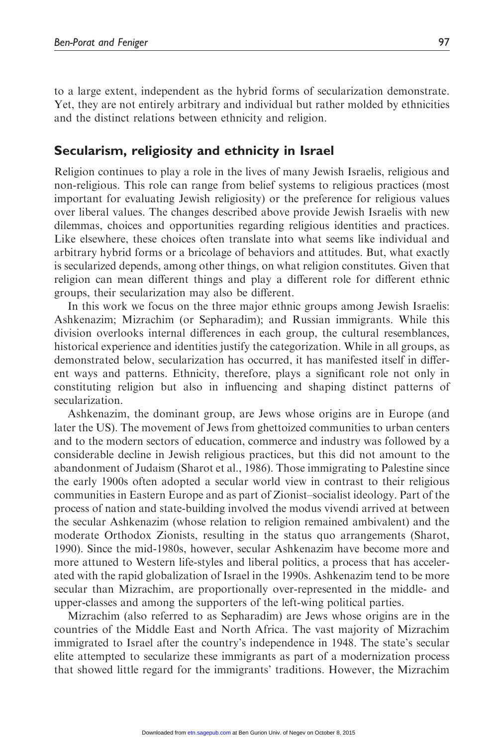to a large extent, independent as the hybrid forms of secularization demonstrate. Yet, they are not entirely arbitrary and individual but rather molded by ethnicities and the distinct relations between ethnicity and religion.

## Secularism, religiosity and ethnicity in Israel

Religion continues to play a role in the lives of many Jewish Israelis, religious and non-religious. This role can range from belief systems to religious practices (most important for evaluating Jewish religiosity) or the preference for religious values over liberal values. The changes described above provide Jewish Israelis with new dilemmas, choices and opportunities regarding religious identities and practices. Like elsewhere, these choices often translate into what seems like individual and arbitrary hybrid forms or a bricolage of behaviors and attitudes. But, what exactly is secularized depends, among other things, on what religion constitutes. Given that religion can mean different things and play a different role for different ethnic groups, their secularization may also be different.

In this work we focus on the three major ethnic groups among Jewish Israelis: Ashkenazim; Mizrachim (or Sepharadim); and Russian immigrants. While this division overlooks internal differences in each group, the cultural resemblances, historical experience and identities justify the categorization. While in all groups, as demonstrated below, secularization has occurred, it has manifested itself in different ways and patterns. Ethnicity, therefore, plays a significant role not only in constituting religion but also in influencing and shaping distinct patterns of secularization.

Ashkenazim, the dominant group, are Jews whose origins are in Europe (and later the US). The movement of Jews from ghettoized communities to urban centers and to the modern sectors of education, commerce and industry was followed by a considerable decline in Jewish religious practices, but this did not amount to the abandonment of Judaism (Sharot et al., 1986). Those immigrating to Palestine since the early 1900s often adopted a secular world view in contrast to their religious communities in Eastern Europe and as part of Zionist–socialist ideology. Part of the process of nation and state-building involved the modus vivendi arrived at between the secular Ashkenazim (whose relation to religion remained ambivalent) and the moderate Orthodox Zionists, resulting in the status quo arrangements (Sharot, 1990). Since the mid-1980s, however, secular Ashkenazim have become more and more attuned to Western life-styles and liberal politics, a process that has accelerated with the rapid globalization of Israel in the 1990s. Ashkenazim tend to be more secular than Mizrachim, are proportionally over-represented in the middle- and upper-classes and among the supporters of the left-wing political parties.

Mizrachim (also referred to as Sepharadim) are Jews whose origins are in the countries of the Middle East and North Africa. The vast majority of Mizrachim immigrated to Israel after the country's independence in 1948. The state's secular elite attempted to secularize these immigrants as part of a modernization process that showed little regard for the immigrants' traditions. However, the Mizrachim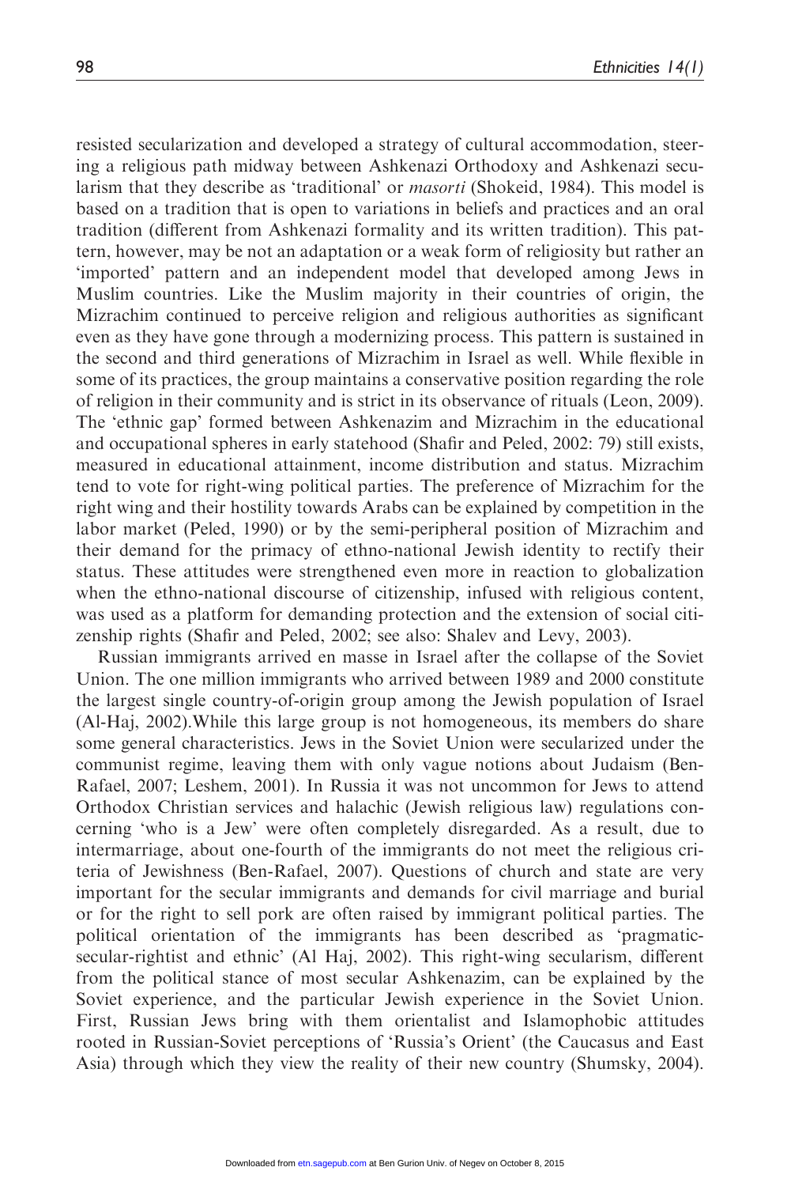resisted secularization and developed a strategy of cultural accommodation, steering a religious path midway between Ashkenazi Orthodoxy and Ashkenazi secularism that they describe as 'traditional' or *masorti* (Shokeid, 1984). This model is based on a tradition that is open to variations in beliefs and practices and an oral tradition (different from Ashkenazi formality and its written tradition). This pattern, however, may be not an adaptation or a weak form of religiosity but rather an 'imported' pattern and an independent model that developed among Jews in Muslim countries. Like the Muslim majority in their countries of origin, the Mizrachim continued to perceive religion and religious authorities as significant even as they have gone through a modernizing process. This pattern is sustained in the second and third generations of Mizrachim in Israel as well. While flexible in some of its practices, the group maintains a conservative position regarding the role of religion in their community and is strict in its observance of rituals (Leon, 2009). The 'ethnic gap' formed between Ashkenazim and Mizrachim in the educational and occupational spheres in early statehood (Shafir and Peled, 2002: 79) still exists, measured in educational attainment, income distribution and status. Mizrachim tend to vote for right-wing political parties. The preference of Mizrachim for the right wing and their hostility towards Arabs can be explained by competition in the labor market (Peled, 1990) or by the semi-peripheral position of Mizrachim and their demand for the primacy of ethno-national Jewish identity to rectify their status. These attitudes were strengthened even more in reaction to globalization when the ethno-national discourse of citizenship, infused with religious content, was used as a platform for demanding protection and the extension of social citizenship rights (Shafir and Peled, 2002; see also: Shalev and Levy, 2003).

Russian immigrants arrived en masse in Israel after the collapse of the Soviet Union. The one million immigrants who arrived between 1989 and 2000 constitute the largest single country-of-origin group among the Jewish population of Israel (Al-Haj, 2002).While this large group is not homogeneous, its members do share some general characteristics. Jews in the Soviet Union were secularized under the communist regime, leaving them with only vague notions about Judaism (Ben-Rafael, 2007; Leshem, 2001). In Russia it was not uncommon for Jews to attend Orthodox Christian services and halachic (Jewish religious law) regulations concerning 'who is a Jew' were often completely disregarded. As a result, due to intermarriage, about one-fourth of the immigrants do not meet the religious criteria of Jewishness (Ben-Rafael, 2007). Questions of church and state are very important for the secular immigrants and demands for civil marriage and burial or for the right to sell pork are often raised by immigrant political parties. The political orientation of the immigrants has been described as 'pragmatic-secular-rightist and ethnic' (Al Haj, 2002). This right-wing secularism, different from the political stance of most secular Ashkenazim, can be explained by the Soviet experience, and the particular Jewish experience in the Soviet Union. First, Russian Jews bring with them orientalist and Islamophobic attitudes rooted in Russian-Soviet perceptions of 'Russia's Orient' (the Caucasus and East Asia) through which they view the reality of their new country (Shumsky, 2004).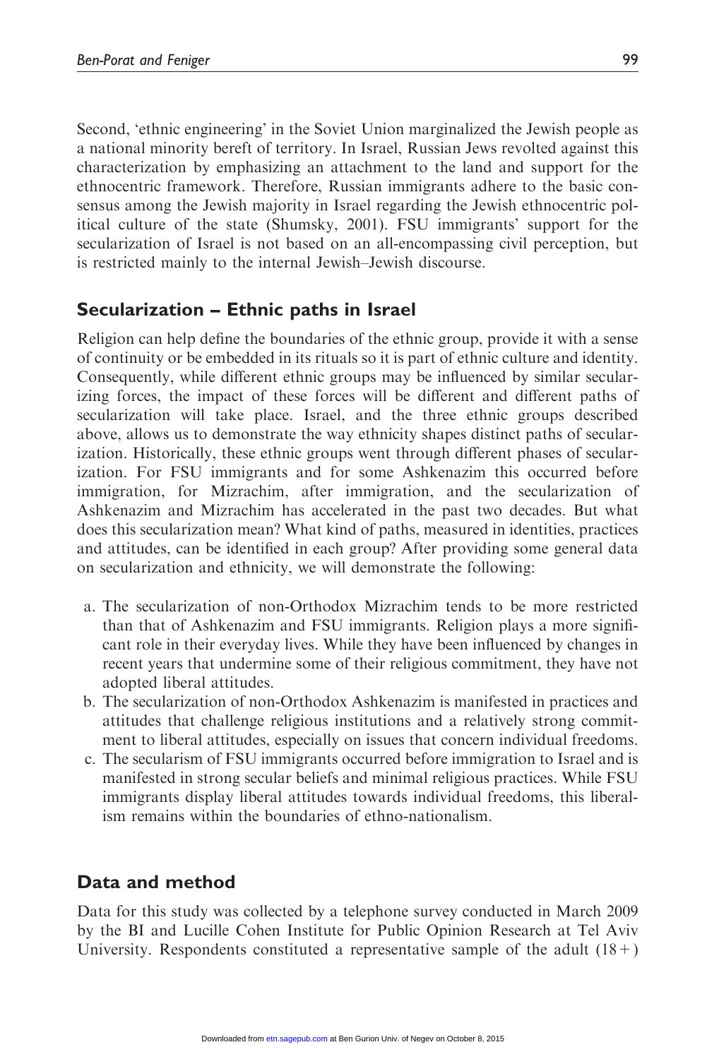Second, 'ethnic engineering' in the Soviet Union marginalized the Jewish people as a national minority bereft of territory. In Israel, Russian Jews revolted against this characterization by emphasizing an attachment to the land and support for the ethnocentric framework. Therefore, Russian immigrants adhere to the basic consensus among the Jewish majority in Israel regarding the Jewish ethnocentric political culture of the state (Shumsky, 2001). FSU immigrants' support for the secularization of Israel is not based on an all-encompassing civil perception, but is restricted mainly to the internal Jewish–Jewish discourse.

## Secularization – Ethnic paths in Israel

Religion can help define the boundaries of the ethnic group, provide it with a sense of continuity or be embedded in its rituals so it is part of ethnic culture and identity. Consequently, while different ethnic groups may be influenced by similar secularizing forces, the impact of these forces will be different and different paths of secularization will take place. Israel, and the three ethnic groups described above, allows us to demonstrate the way ethnicity shapes distinct paths of secularization. Historically, these ethnic groups went through different phases of secularization. For FSU immigrants and for some Ashkenazim this occurred before immigration, for Mizrachim, after immigration, and the secularization of Ashkenazim and Mizrachim has accelerated in the past two decades. But what does this secularization mean? What kind of paths, measured in identities, practices and attitudes, can be identified in each group? After providing some general data on secularization and ethnicity, we will demonstrate the following:

a. The secularization of non-Orthodox Mizrachim tends to be more restricted than that of Ashkenazim and FSU immigrants. Religion plays a more significant role in their everyday lives. While they have been influenced by changes in recent years that undermine some of their religious commitment, they have not adopted liberal attitudes.
b. The secularization of non-Orthodox Ashkenazim is manifested in practices and attitudes that challenge religious institutions and a relatively strong commitment to liberal attitudes, especially on issues that concern individual freedoms.
c. The secularism of FSU immigrants occurred before immigration to Israel and is manifested in strong secular beliefs and minimal religious practices. While FSU immigrants display liberal attitudes towards individual freedoms, this liberalism remains within the boundaries of ethno-nationalism.

## Data and method

Data for this study was collected by a telephone survey conducted in March 2009 by the BI and Lucille Cohen Institute for Public Opinion Research at Tel Aviv University. Respondents constituted a representative sample of the adult (18+)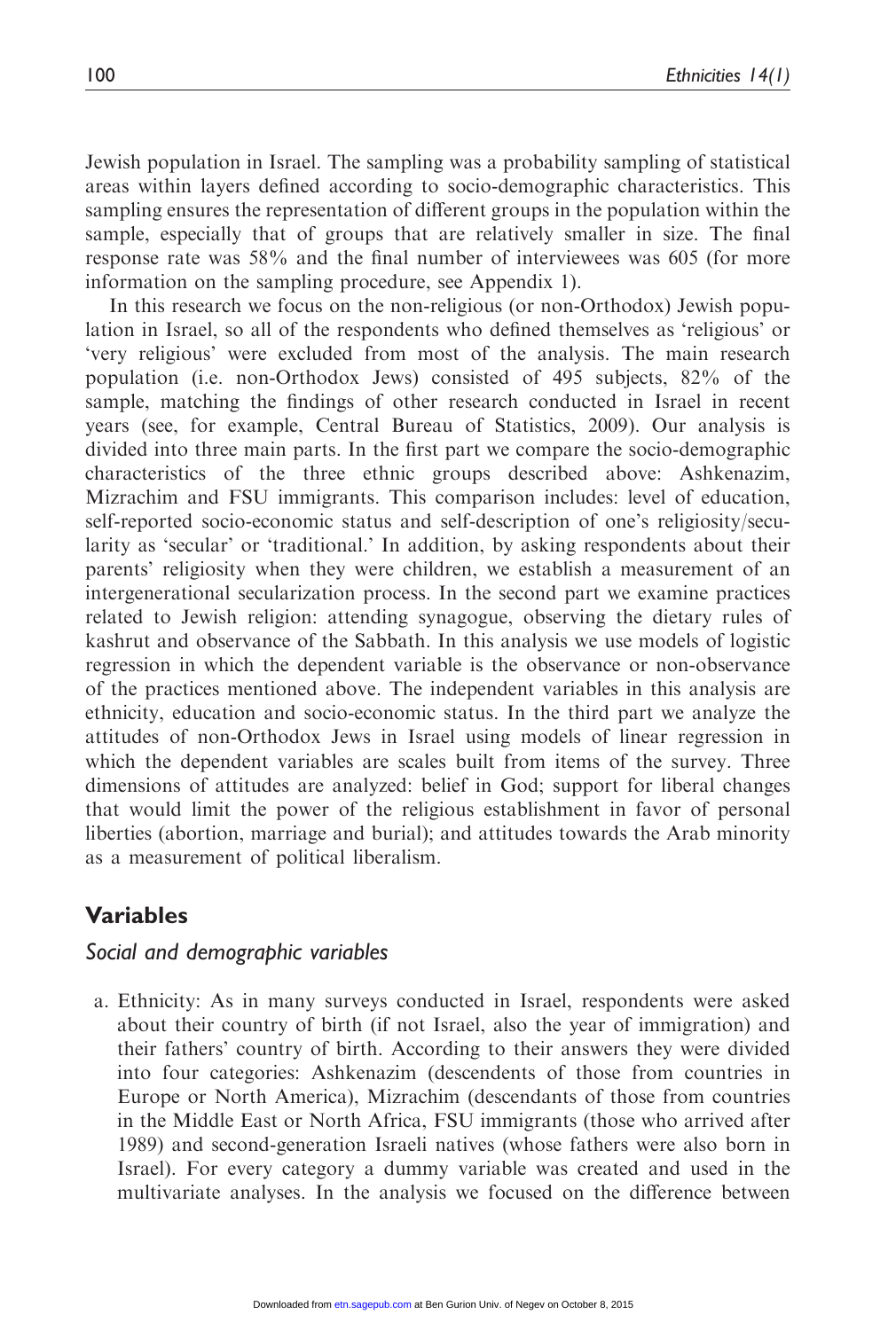Jewish population in Israel. The sampling was a probability sampling of statistical areas within layers defined according to socio-demographic characteristics. This sampling ensures the representation of different groups in the population within the sample, especially that of groups that are relatively smaller in size. The final response rate was 58% and the final number of interviewees was 605 (for more information on the sampling procedure, see Appendix 1).

In this research we focus on the non-religious (or non-Orthodox) Jewish population in Israel, so all of the respondents who defined themselves as 'religious' or 'very religious' were excluded from most of the analysis. The main research population (i.e. non-Orthodox Jews) consisted of 495 subjects, 82% of the sample, matching the findings of other research conducted in Israel in recent years (see, for example, Central Bureau of Statistics, 2009). Our analysis is divided into three main parts. In the first part we compare the socio-demographic characteristics of the three ethnic groups described above: Ashkenazim, Mizrachim and FSU immigrants. This comparison includes: level of education, self-reported socio-economic status and self-description of one's religiosity/secularity as 'secular' or 'traditional.' In addition, by asking respondents about their parents' religiosity when they were children, we establish a measurement of an intergenerational secularization process. In the second part we examine practices related to Jewish religion: attending synagogue, observing the dietary rules of kashrut and observance of the Sabbath. In this analysis we use models of logistic regression in which the dependent variable is the observance or non-observance of the practices mentioned above. The independent variables in this analysis are ethnicity, education and socio-economic status. In the third part we analyze the attitudes of non-Orthodox Jews in Israel using models of linear regression in which the dependent variables are scales built from items of the survey. Three dimensions of attitudes are analyzed: belief in God; support for liberal changes that would limit the power of the religious establishment in favor of personal liberties (abortion, marriage and burial); and attitudes towards the Arab minority as a measurement of political liberalism.

## Variables

### *Social and demographic variables*

a. Ethnicity: As in many surveys conducted in Israel, respondents were asked about their country of birth (if not Israel, also the year of immigration) and their fathers' country of birth. According to their answers they were divided into four categories: Ashkenazim (descendents of those from countries in Europe or North America), Mizrachim (descendants of those from countries in the Middle East or North Africa, FSU immigrants (those who arrived after 1989) and second-generation Israeli natives (whose fathers were also born in Israel). For every category a dummy variable was created and used in the multivariate analyses. In the analysis we focused on the difference between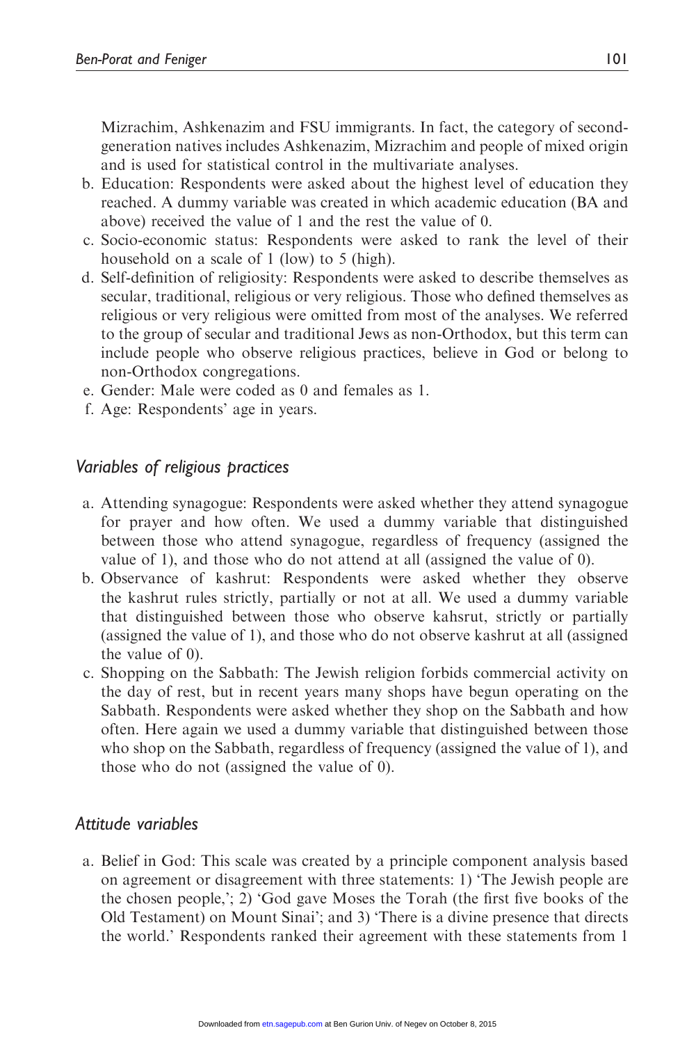Mizrachim, Ashkenazim and FSU immigrants. In fact, the category of second-generation natives includes Ashkenazim, Mizrachim and people of mixed origin and is used for statistical control in the multivariate analyses.

b. Education: Respondents were asked about the highest level of education they reached. A dummy variable was created in which academic education (BA and above) received the value of 1 and the rest the value of 0.
c. Socio-economic status: Respondents were asked to rank the level of their household on a scale of 1 (low) to 5 (high).
d. Self-definition of religiosity: Respondents were asked to describe themselves as secular, traditional, religious or very religious. Those who defined themselves as religious or very religious were omitted from most of the analyses. We referred to the group of secular and traditional Jews as non-Orthodox, but this term can include people who observe religious practices, believe in God or belong to non-Orthodox congregations.
e. Gender: Male were coded as 0 and females as 1.
f. Age: Respondents' age in years.

### *Variables of religious practices*

a. Attending synagogue: Respondents were asked whether they attend synagogue for prayer and how often. We used a dummy variable that distinguished between those who attend synagogue, regardless of frequency (assigned the value of 1), and those who do not attend at all (assigned the value of 0).
b. Observance of kashrut: Respondents were asked whether they observe the kashrut rules strictly, partially or not at all. We used a dummy variable that distinguished between those who observe kahsrut, strictly or partially (assigned the value of 1), and those who do not observe kashrut at all (assigned the value of 0).
c. Shopping on the Sabbath: The Jewish religion forbids commercial activity on the day of rest, but in recent years many shops have begun operating on the Sabbath. Respondents were asked whether they shop on the Sabbath and how often. Here again we used a dummy variable that distinguished between those who shop on the Sabbath, regardless of frequency (assigned the value of 1), and those who do not (assigned the value of 0).

### *Attitude variables*

a. Belief in God: This scale was created by a principle component analysis based on agreement or disagreement with three statements: 1) 'The Jewish people are the chosen people,'; 2) 'God gave Moses the Torah (the first five books of the Old Testament) on Mount Sinai'; and 3) 'There is a divine presence that directs the world.' Respondents ranked their agreement with these statements from 1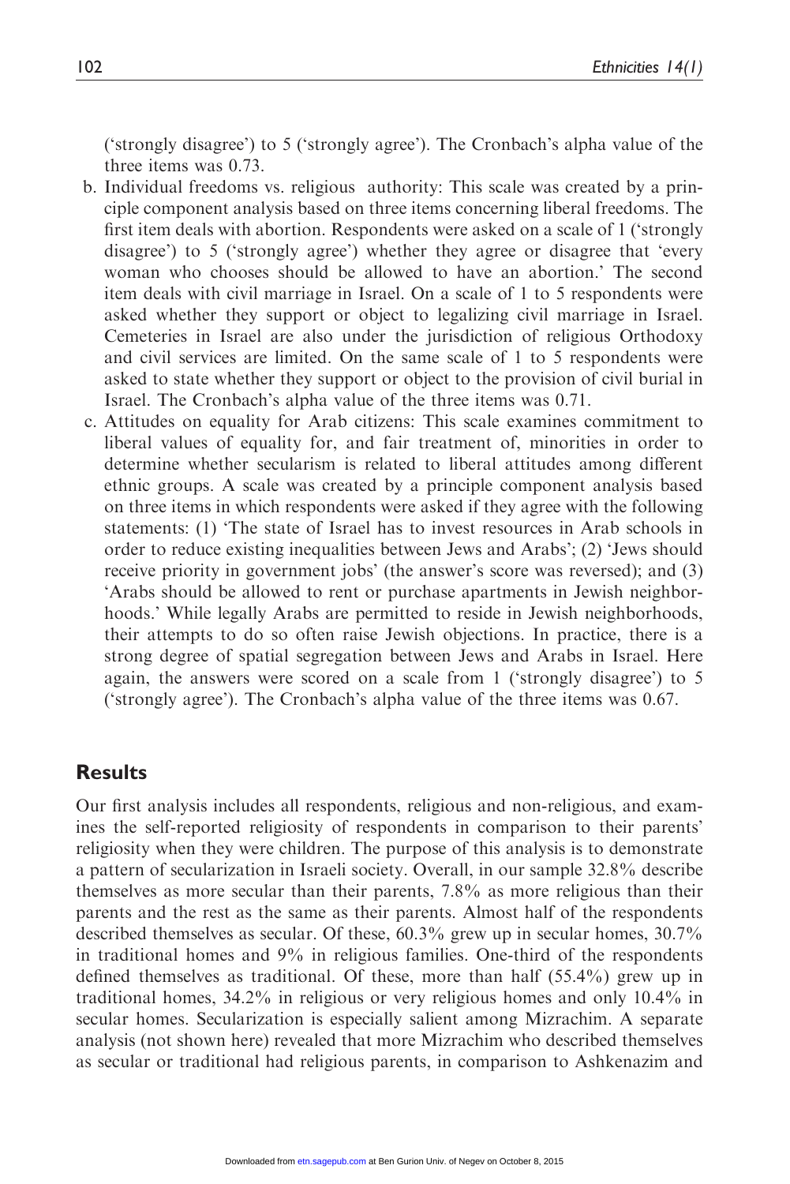('strongly disagree') to 5 ('strongly agree'). The Cronbach's alpha value of the three items was 0.73.

b. Individual freedoms vs. religious authority: This scale was created by a principle component analysis based on three items concerning liberal freedoms. The first item deals with abortion. Respondents were asked on a scale of 1 ('strongly disagree') to 5 ('strongly agree') whether they agree or disagree that 'every woman who chooses should be allowed to have an abortion.' The second item deals with civil marriage in Israel. On a scale of 1 to 5 respondents were asked whether they support or object to legalizing civil marriage in Israel. Cemeteries in Israel are also under the jurisdiction of religious Orthodoxy and civil services are limited. On the same scale of 1 to 5 respondents were asked to state whether they support or object to the provision of civil burial in Israel. The Cronbach's alpha value of the three items was 0.71.
c. Attitudes on equality for Arab citizens: This scale examines commitment to liberal values of equality for, and fair treatment of, minorities in order to determine whether secularism is related to liberal attitudes among different ethnic groups. A scale was created by a principle component analysis based on three items in which respondents were asked if they agree with the following statements: (1) 'The state of Israel has to invest resources in Arab schools in order to reduce existing inequalities between Jews and Arabs'; (2) 'Jews should receive priority in government jobs' (the answer's score was reversed); and (3) 'Arabs should be allowed to rent or purchase apartments in Jewish neighborhoods.' While legally Arabs are permitted to reside in Jewish neighborhoods, their attempts to do so often raise Jewish objections. In practice, there is a strong degree of spatial segregation between Jews and Arabs in Israel. Here again, the answers were scored on a scale from 1 ('strongly disagree') to 5 ('strongly agree'). The Cronbach's alpha value of the three items was 0.67.

## Results

Our first analysis includes all respondents, religious and non-religious, and examines the self-reported religiosity of respondents in comparison to their parents' religiosity when they were children. The purpose of this analysis is to demonstrate a pattern of secularization in Israeli society. Overall, in our sample 32.8% describe themselves as more secular than their parents, 7.8% as more religious than their parents and the rest as the same as their parents. Almost half of the respondents described themselves as secular. Of these, 60.3% grew up in secular homes, 30.7% in traditional homes and 9% in religious families. One-third of the respondents defined themselves as traditional. Of these, more than half (55.4%) grew up in traditional homes, 34.2% in religious or very religious homes and only 10.4% in secular homes. Secularization is especially salient among Mizrachim. A separate analysis (not shown here) revealed that more Mizrachim who described themselves as secular or traditional had religious parents, in comparison to Ashkenazim and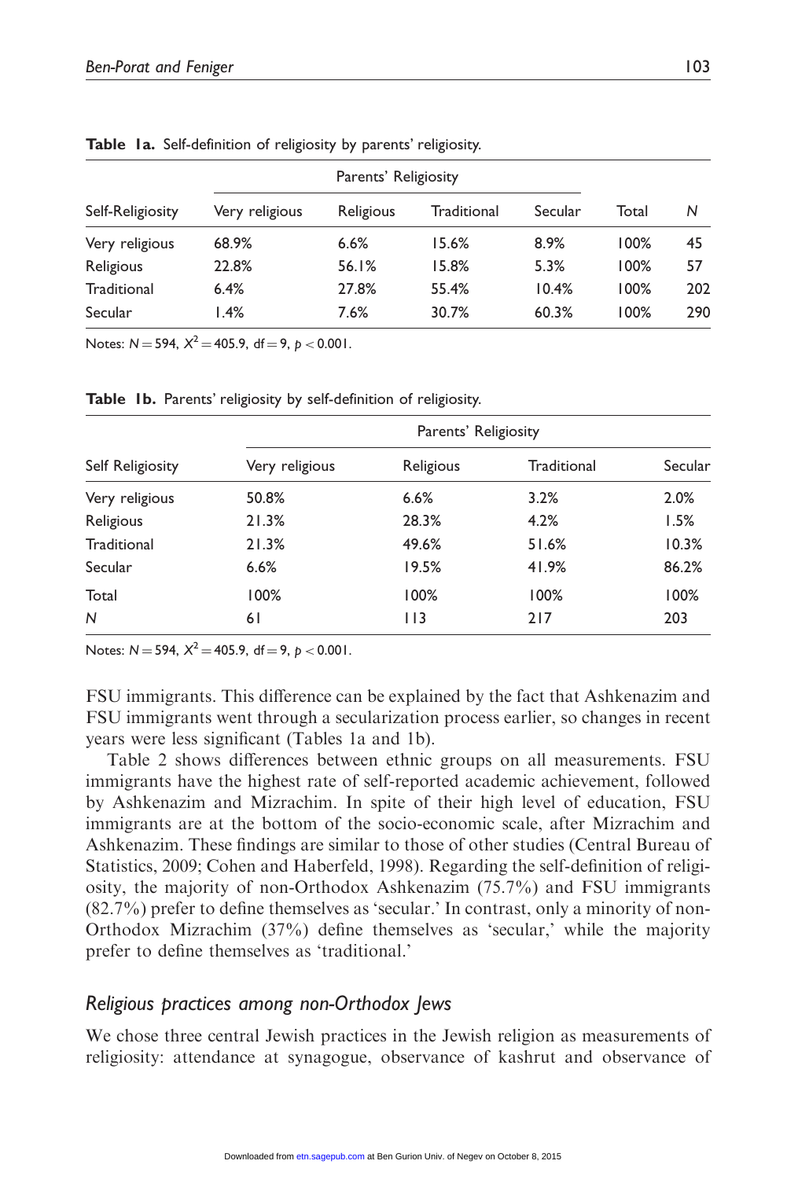**Table 1a.** Self-definition of religiosity by parents' religiosity.

| Self-Religiosity | Parents' Religiosity | | | | Total | $N$ |
|---|---|---|---|---|---|---|
| | Very religious | Religious | Traditional | Secular | | |
| Very religious | 68.9% | 6.6% | 15.6% | 8.9% | 100% | 45 |
| Religious | 22.8% | 56.1% | 15.8% | 5.3% | 100% | 57 |
| Traditional | 6.4% | 27.8% | 55.4% | 10.4% | 100% | 202 |
| Secular | 1.4% | 7.6% | 30.7% | 60.3% | 100% | 290 |

Notes: $N = 594$, $X^2 = 405.9$, $df = 9$, $p < 0.001$.

**Table 1b.** Parents' religiosity by self-definition of religiosity.

| Self Religiosity | Parents' Religiosity | | | |
|---|---|---|---|---|
| | Very religious | Religious | Traditional | Secular |
| Very religious | 50.8% | 6.6% | 3.2% | 2.0% |
| Religious | 21.3% | 28.3% | 4.2% | 1.5% |
| Traditional | 21.3% | 49.6% | 51.6% | 10.3% |
| Secular | 6.6% | 19.5% | 41.9% | 86.2% |
| Total | 100% | 100% | 100% | 100% |
| $N$ | 61 | 113 | 217 | 203 |

Notes: $N = 594$, $X^2 = 405.9$, $df = 9$, $p < 0.001$.

FSU immigrants. This difference can be explained by the fact that Ashkenazim and FSU immigrants went through a secularization process earlier, so changes in recent years were less significant (Tables 1a and 1b).

Table 2 shows differences between ethnic groups on all measurements. FSU immigrants have the highest rate of self-reported academic achievement, followed by Ashkenazim and Mizrachim. In spite of their high level of education, FSU immigrants are at the bottom of the socio-economic scale, after Mizrachim and Ashkenazim. These findings are similar to those of other studies (Central Bureau of Statistics, 2009; Cohen and Haberfeld, 1998). Regarding the self-definition of religiosity, the majority of non-Orthodox Ashkenazim (75.7%) and FSU immigrants (82.7%) prefer to define themselves as 'secular.' In contrast, only a minority of non-Orthodox Mizrachim (37%) define themselves as 'secular,' while the majority prefer to define themselves as 'traditional.'

## *Religious practices among non-Orthodox Jews*

We chose three central Jewish practices in the Jewish religion as measurements of religiosity: attendance at synagogue, observance of kashrut and observance of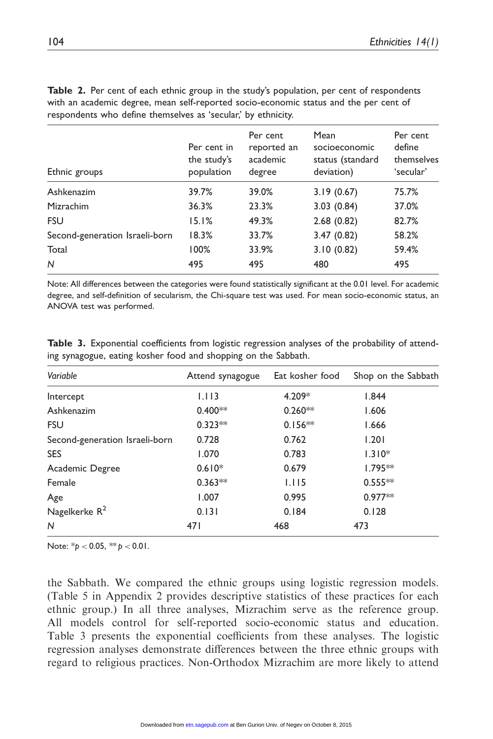**Table 2.** Per cent of each ethnic group in the study's population, per cent of respondents with an academic degree, mean self-reported socio-economic status and the per cent of respondents who define themselves as 'secular,' by ethnicity.

| Ethnic groups | Per cent in the study's population | Per cent reported an academic degree | Mean socioeconomic status (standard deviation) | Per cent define themselves 'secular' |
|---|---|---|---|---|
| Ashkenazim | 39.7% | 39.0% | 3.19 (0.67) | 75.7% |
| Mizrachim | 36.3% | 23.3% | 3.03 (0.84) | 37.0% |
| FSU | 15.1% | 49.3% | 2.68 (0.82) | 82.7% |
| Second-generation Israeli-born | 18.3% | 33.7% | 3.47 (0.82) | 58.2% |
| Total | 100% | 33.9% | 3.10 (0.82) | 59.4% |
| *N* | 495 | 495 | 480 | 495 |

Note: All differences between the categories were found statistically significant at the 0.01 level. For academic degree, and self-definition of secularism, the Chi-square test was used. For mean socio-economic status, an ANOVA test was performed.

**Table 3.** Exponential coefficients from logistic regression analyses of the probability of attending synagogue, eating kosher food and shopping on the Sabbath.

| *Variable* | Attend synagogue | Eat kosher food | Shop on the Sabbath |
|---|---|---|---|
| Intercept | 1.113 | 4.209* | 1.844 |
| Ashkenazim | 0.400** | 0.260** | 1.606 |
| FSU | 0.323** | 0.156** | 1.666 |
| Second-generation Israeli-born | 0.728 | 0.762 | 1.201 |
| SES | 1.070 | 0.783 | 1.310* |
| Academic Degree | 0.610* | 0.679 | 1.795** |
| Female | 0.363** | 1.115 | 0.555** |
| Age | 1.007 | 0.995 | 0.977** |
| Nagelkerke $R^2$ | 0.131 | 0.184 | 0.128 |
| *N* | 471 | 468 | 473 |

Note: *$p < 0.05$, **$p < 0.01$.

the Sabbath. We compared the ethnic groups using logistic regression models. (Table 5 in Appendix 2 provides descriptive statistics of these practices for each ethnic group.) In all three analyses, Mizrachim serve as the reference group. All models control for self-reported socio-economic status and education. Table 3 presents the exponential coefficients from these analyses. The logistic regression analyses demonstrate differences between the three ethnic groups with regard to religious practices. Non-Orthodox Mizrachim are more likely to attend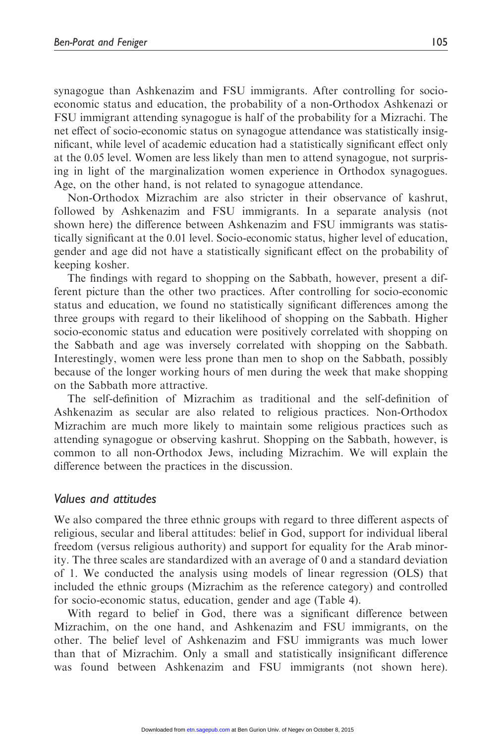synagogue than Ashkenazim and FSU immigrants. After controlling for socio-economic status and education, the probability of a non-Orthodox Ashkenazi or FSU immigrant attending synagogue is half of the probability for a Mizrachi. The net effect of socio-economic status on synagogue attendance was statistically insignificant, while level of academic education had a statistically significant effect only at the 0.05 level. Women are less likely than men to attend synagogue, not surprising in light of the marginalization women experience in Orthodox synagogues. Age, on the other hand, is not related to synagogue attendance.

Non-Orthodox Mizrachim are also stricter in their observance of kashrut, followed by Ashkenazim and FSU immigrants. In a separate analysis (not shown here) the difference between Ashkenazim and FSU immigrants was statistically significant at the 0.01 level. Socio-economic status, higher level of education, gender and age did not have a statistically significant effect on the probability of keeping kosher.

The findings with regard to shopping on the Sabbath, however, present a different picture than the other two practices. After controlling for socio-economic status and education, we found no statistically significant differences among the three groups with regard to their likelihood of shopping on the Sabbath. Higher socio-economic status and education were positively correlated with shopping on the Sabbath and age was inversely correlated with shopping on the Sabbath. Interestingly, women were less prone than men to shop on the Sabbath, possibly because of the longer working hours of men during the week that make shopping on the Sabbath more attractive.

The self-definition of Mizrachim as traditional and the self-definition of Ashkenazim as secular are also related to religious practices. Non-Orthodox Mizrachim are much more likely to maintain some religious practices such as attending synagogue or observing kashrut. Shopping on the Sabbath, however, is common to all non-Orthodox Jews, including Mizrachim. We will explain the difference between the practices in the discussion.

## *Values and attitudes*

We also compared the three ethnic groups with regard to three different aspects of religious, secular and liberal attitudes: belief in God, support for individual liberal freedom (versus religious authority) and support for equality for the Arab minority. The three scales are standardized with an average of 0 and a standard deviation of 1. We conducted the analysis using models of linear regression (OLS) that included the ethnic groups (Mizrachim as the reference category) and controlled for socio-economic status, education, gender and age (Table 4).

With regard to belief in God, there was a significant difference between Mizrachim, on the one hand, and Ashkenazim and FSU immigrants, on the other. The belief level of Ashkenazim and FSU immigrants was much lower than that of Mizrachim. Only a small and statistically insignificant difference was found between Ashkenazim and FSU immigrants (not shown here).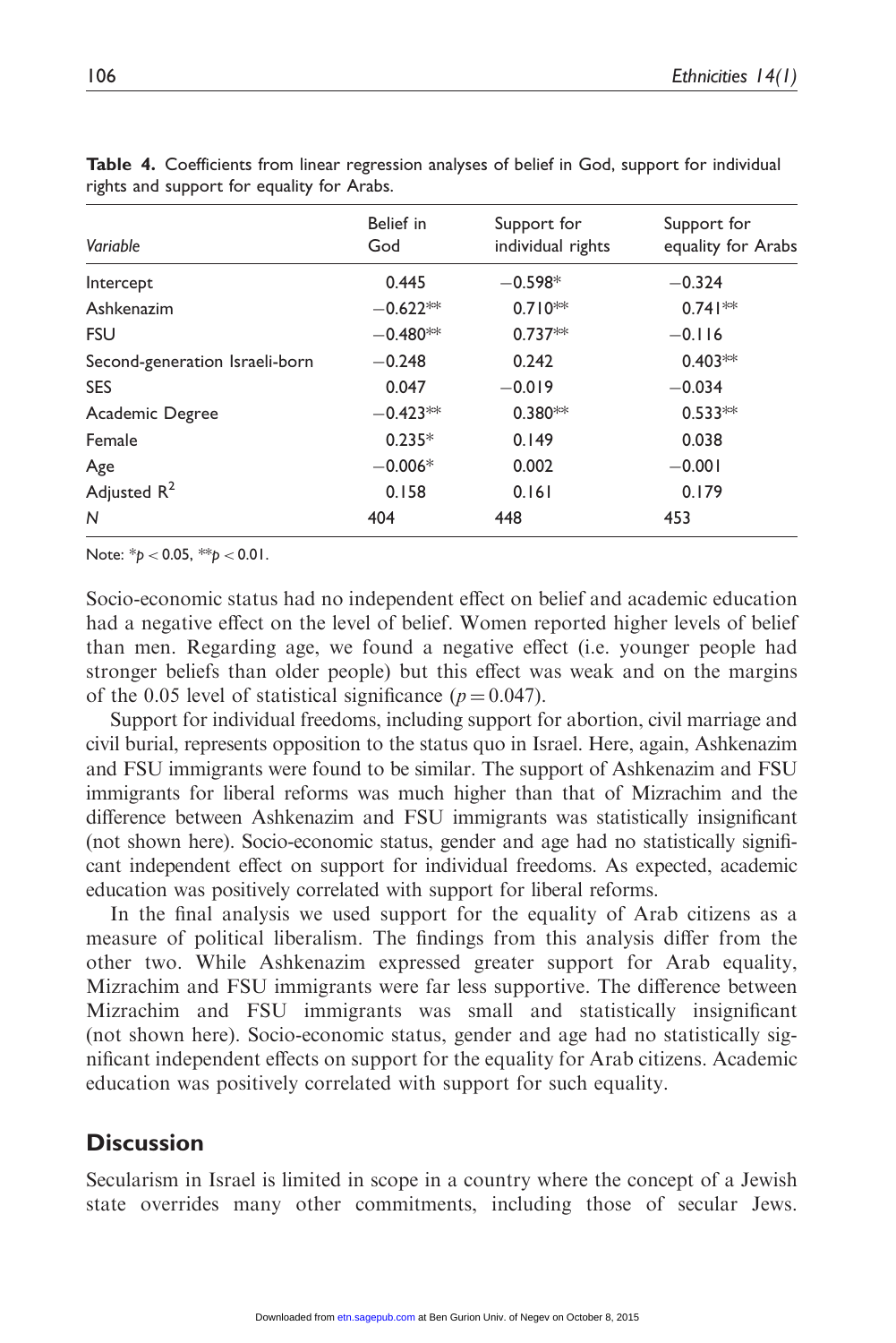**Table 4.** Coefficients from linear regression analyses of belief in God, support for individual rights and support for equality for Arabs.

| *Variable* | Belief in God | Support for individual rights | Support for equality for Arabs |
|---|---|---|---|
| Intercept | 0.445 | −0.598* | −0.324 |
| Ashkenazim | −0.622** | 0.710** | 0.741** |
| FSU | −0.480** | 0.737** | −0.116 |
| Second-generation Israeli-born | −0.248 | 0.242 | 0.403** |
| SES | 0.047 | −0.019 | −0.034 |
| Academic Degree | −0.423** | 0.380** | 0.533** |
| Female | 0.235* | 0.149 | 0.038 |
| Age | −0.006* | 0.002 | −0.001 |
| Adjusted $R^2$ | 0.158 | 0.161 | 0.179 |
| *N* | 404 | 448 | 453 |

Note: *$p < 0.05$, **$p < 0.01$.

Socio-economic status had no independent effect on belief and academic education had a negative effect on the level of belief. Women reported higher levels of belief than men. Regarding age, we found a negative effect (i.e. younger people had stronger beliefs than older people) but this effect was weak and on the margins of the 0.05 level of statistical significance ($p = 0.047$).

Support for individual freedoms, including support for abortion, civil marriage and civil burial, represents opposition to the status quo in Israel. Here, again, Ashkenazim and FSU immigrants were found to be similar. The support of Ashkenazim and FSU immigrants for liberal reforms was much higher than that of Mizrachim and the difference between Ashkenazim and FSU immigrants was statistically insignificant (not shown here). Socio-economic status, gender and age had no statistically significant independent effect on support for individual freedoms. As expected, academic education was positively correlated with support for liberal reforms.

In the final analysis we used support for the equality of Arab citizens as a measure of political liberalism. The findings from this analysis differ from the other two. While Ashkenazim expressed greater support for Arab equality, Mizrachim and FSU immigrants were far less supportive. The difference between Mizrachim and FSU immigrants was small and statistically insignificant (not shown here). Socio-economic status, gender and age had no statistically significant independent effects on support for the equality for Arab citizens. Academic education was positively correlated with support for such equality.

## Discussion

Secularism in Israel is limited in scope in a country where the concept of a Jewish state overrides many other commitments, including those of secular Jews.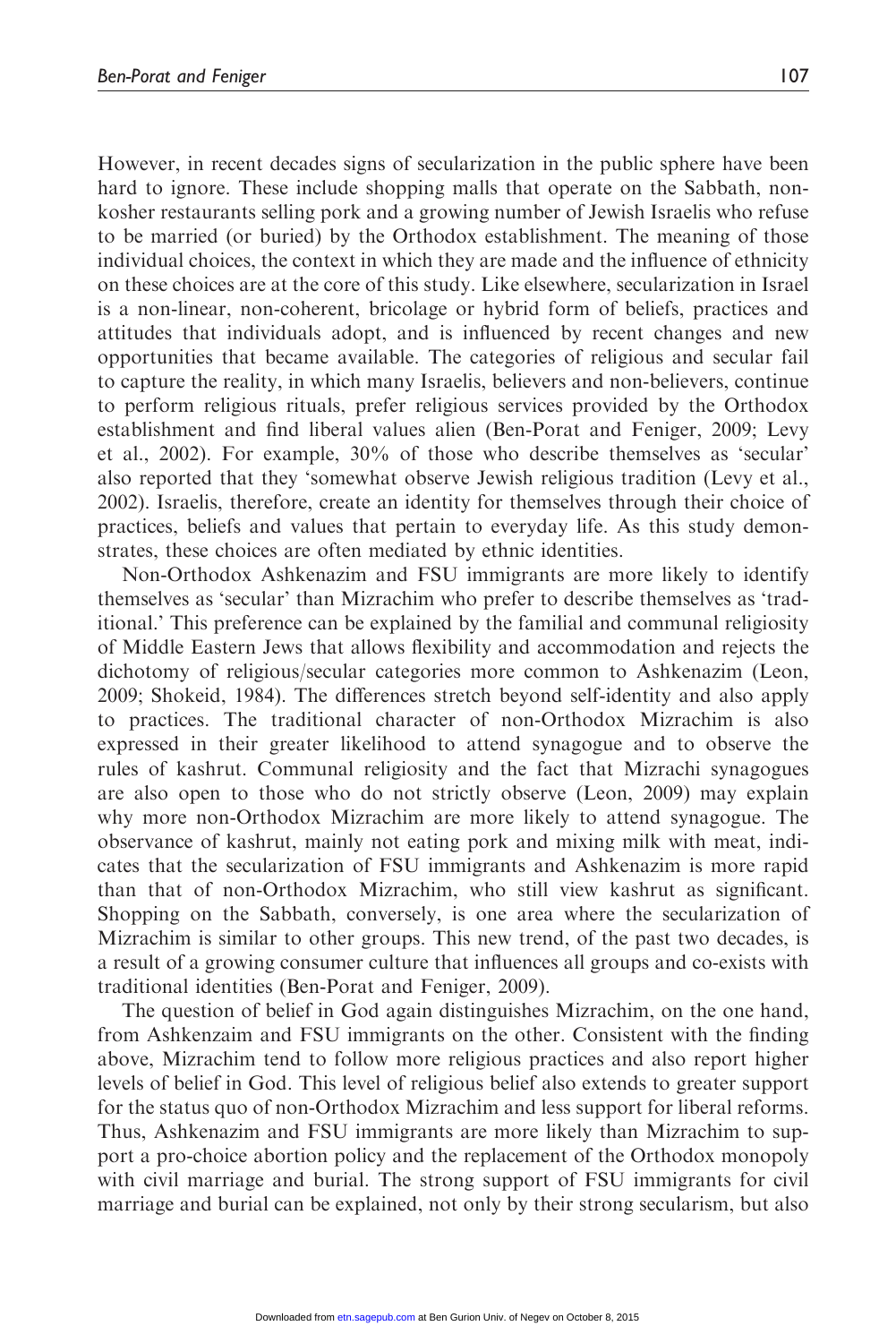However, in recent decades signs of secularization in the public sphere have been hard to ignore. These include shopping malls that operate on the Sabbath, non-kosher restaurants selling pork and a growing number of Jewish Israelis who refuse to be married (or buried) by the Orthodox establishment. The meaning of those individual choices, the context in which they are made and the influence of ethnicity on these choices are at the core of this study. Like elsewhere, secularization in Israel is a non-linear, non-coherent, bricolage or hybrid form of beliefs, practices and attitudes that individuals adopt, and is influenced by recent changes and new opportunities that became available. The categories of religious and secular fail to capture the reality, in which many Israelis, believers and non-believers, continue to perform religious rituals, prefer religious services provided by the Orthodox establishment and find liberal values alien (Ben-Porat and Feniger, 2009; Levy et al., 2002). For example, 30% of those who describe themselves as 'secular' also reported that they 'somewhat observe Jewish religious tradition (Levy et al., 2002). Israelis, therefore, create an identity for themselves through their choice of practices, beliefs and values that pertain to everyday life. As this study demonstrates, these choices are often mediated by ethnic identities.

Non-Orthodox Ashkenazim and FSU immigrants are more likely to identify themselves as 'secular' than Mizrachim who prefer to describe themselves as 'traditional.' This preference can be explained by the familial and communal religiosity of Middle Eastern Jews that allows flexibility and accommodation and rejects the dichotomy of religious/secular categories more common to Ashkenazim (Leon, 2009; Shokeid, 1984). The differences stretch beyond self-identity and also apply to practices. The traditional character of non-Orthodox Mizrachim is also expressed in their greater likelihood to attend synagogue and to observe the rules of kashrut. Communal religiosity and the fact that Mizrachi synagogues are also open to those who do not strictly observe (Leon, 2009) may explain why more non-Orthodox Mizrachim are more likely to attend synagogue. The observance of kashrut, mainly not eating pork and mixing milk with meat, indicates that the secularization of FSU immigrants and Ashkenazim is more rapid than that of non-Orthodox Mizrachim, who still view kashrut as significant. Shopping on the Sabbath, conversely, is one area where the secularization of Mizrachim is similar to other groups. This new trend, of the past two decades, is a result of a growing consumer culture that influences all groups and co-exists with traditional identities (Ben-Porat and Feniger, 2009).

The question of belief in God again distinguishes Mizrachim, on the one hand, from Ashkenzaim and FSU immigrants on the other. Consistent with the finding above, Mizrachim tend to follow more religious practices and also report higher levels of belief in God. This level of religious belief also extends to greater support for the status quo of non-Orthodox Mizrachim and less support for liberal reforms. Thus, Ashkenazim and FSU immigrants are more likely than Mizrachim to support a pro-choice abortion policy and the replacement of the Orthodox monopoly with civil marriage and burial. The strong support of FSU immigrants for civil marriage and burial can be explained, not only by their strong secularism, but also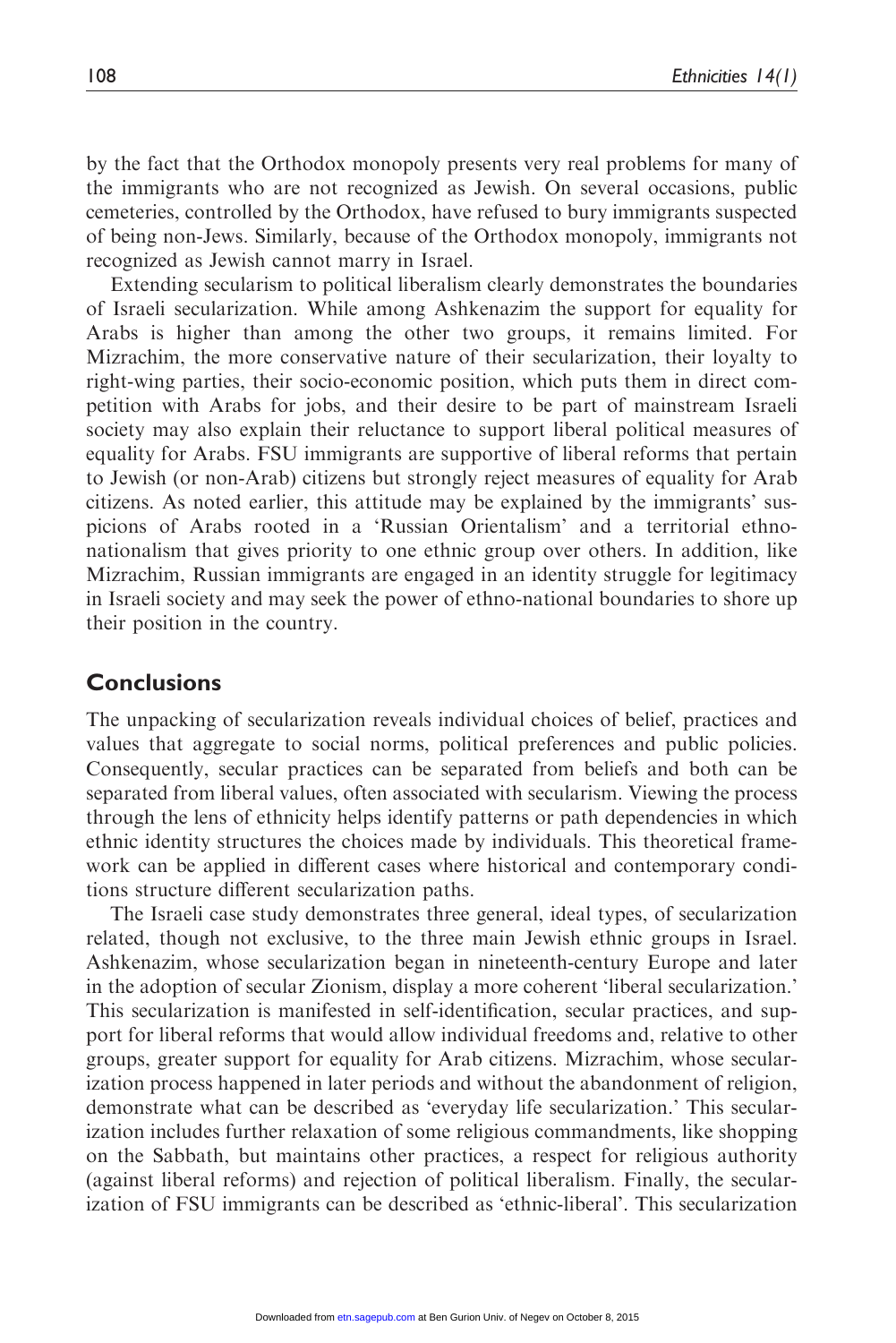by the fact that the Orthodox monopoly presents very real problems for many of the immigrants who are not recognized as Jewish. On several occasions, public cemeteries, controlled by the Orthodox, have refused to bury immigrants suspected of being non-Jews. Similarly, because of the Orthodox monopoly, immigrants not recognized as Jewish cannot marry in Israel.

Extending secularism to political liberalism clearly demonstrates the boundaries of Israeli secularization. While among Ashkenazim the support for equality for Arabs is higher than among the other two groups, it remains limited. For Mizrachim, the more conservative nature of their secularization, their loyalty to right-wing parties, their socio-economic position, which puts them in direct competition with Arabs for jobs, and their desire to be part of mainstream Israeli society may also explain their reluctance to support liberal political measures of equality for Arabs. FSU immigrants are supportive of liberal reforms that pertain to Jewish (or non-Arab) citizens but strongly reject measures of equality for Arab citizens. As noted earlier, this attitude may be explained by the immigrants' suspicions of Arabs rooted in a 'Russian Orientalism' and a territorial ethno-nationalism that gives priority to one ethnic group over others. In addition, like Mizrachim, Russian immigrants are engaged in an identity struggle for legitimacy in Israeli society and may seek the power of ethno-national boundaries to shore up their position in the country.

## Conclusions

The unpacking of secularization reveals individual choices of belief, practices and values that aggregate to social norms, political preferences and public policies. Consequently, secular practices can be separated from beliefs and both can be separated from liberal values, often associated with secularism. Viewing the process through the lens of ethnicity helps identify patterns or path dependencies in which ethnic identity structures the choices made by individuals. This theoretical framework can be applied in different cases where historical and contemporary conditions structure different secularization paths.

The Israeli case study demonstrates three general, ideal types, of secularization related, though not exclusive, to the three main Jewish ethnic groups in Israel. Ashkenazim, whose secularization began in nineteenth-century Europe and later in the adoption of secular Zionism, display a more coherent 'liberal secularization.' This secularization is manifested in self-identification, secular practices, and support for liberal reforms that would allow individual freedoms and, relative to other groups, greater support for equality for Arab citizens. Mizrachim, whose secularization process happened in later periods and without the abandonment of religion, demonstrate what can be described as 'everyday life secularization.' This secularization includes further relaxation of some religious commandments, like shopping on the Sabbath, but maintains other practices, a respect for religious authority (against liberal reforms) and rejection of political liberalism. Finally, the secularization of FSU immigrants can be described as 'ethnic-liberal'. This secularization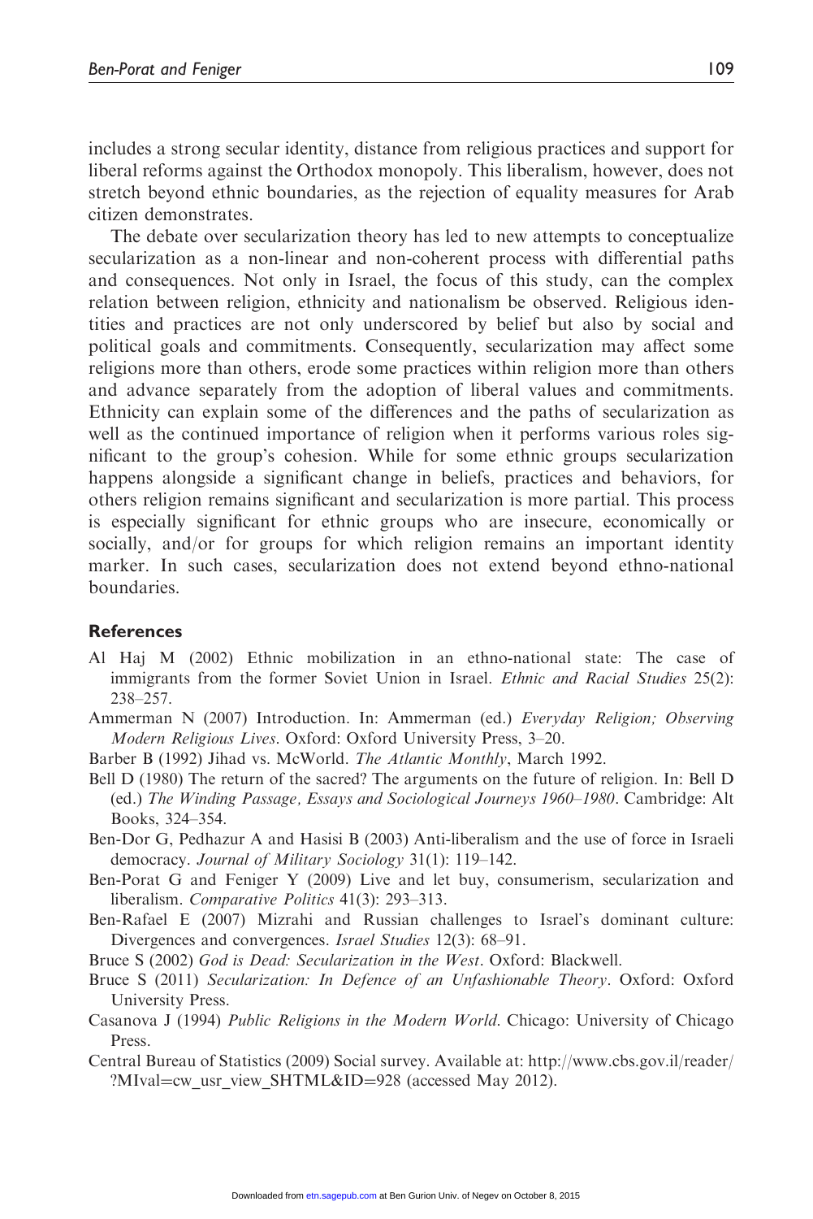includes a strong secular identity, distance from religious practices and support for liberal reforms against the Orthodox monopoly. This liberalism, however, does not stretch beyond ethnic boundaries, as the rejection of equality measures for Arab citizen demonstrates.

The debate over secularization theory has led to new attempts to conceptualize secularization as a non-linear and non-coherent process with differential paths and consequences. Not only in Israel, the focus of this study, can the complex relation between religion, ethnicity and nationalism be observed. Religious identities and practices are not only underscored by belief but also by social and political goals and commitments. Consequently, secularization may affect some religions more than others, erode some practices within religion more than others and advance separately from the adoption of liberal values and commitments. Ethnicity can explain some of the differences and the paths of secularization as well as the continued importance of religion when it performs various roles significant to the group's cohesion. While for some ethnic groups secularization happens alongside a significant change in beliefs, practices and behaviors, for others religion remains significant and secularization is more partial. This process is especially significant for ethnic groups who are insecure, economically or socially, and/or for groups for which religion remains an important identity marker. In such cases, secularization does not extend beyond ethno-national boundaries.

## References

Al Haj M (2002) Ethnic mobilization in an ethno-national state: The case of immigrants from the former Soviet Union in Israel. *Ethnic and Racial Studies* 25(2): 238–257.

Ammerman N (2007) Introduction. In: Ammerman (ed.) *Everyday Religion; Observing Modern Religious Lives*. Oxford: Oxford University Press, 3–20.

Barber B (1992) Jihad vs. McWorld. *The Atlantic Monthly*, March 1992.

Bell D (1980) The return of the sacred? The arguments on the future of religion. In: Bell D (ed.) *The Winding Passage, Essays and Sociological Journeys 1960–1980*. Cambridge: Alt Books, 324–354.

Ben-Dor G, Pedhazur A and Hasisi B (2003) Anti-liberalism and the use of force in Israeli democracy. *Journal of Military Sociology* 31(1): 119–142.

Ben-Porat G and Feniger Y (2009) Live and let buy, consumerism, secularization and liberalism. *Comparative Politics* 41(3): 293–313.

Ben-Rafael E (2007) Mizrahi and Russian challenges to Israel's dominant culture: Divergences and convergences. *Israel Studies* 12(3): 68–91.

Bruce S (2002) *God is Dead: Secularization in the West*. Oxford: Blackwell.

Bruce S (2011) *Secularization: In Defence of an Unfashionable Theory*. Oxford: Oxford University Press.

Casanova J (1994) *Public Religions in the Modern World*. Chicago: University of Chicago Press.

Central Bureau of Statistics (2009) Social survey. Available at: http://www.cbs.gov.il/reader/?MIval=cw_usr_view_SHTML&ID=928 (accessed May 2012).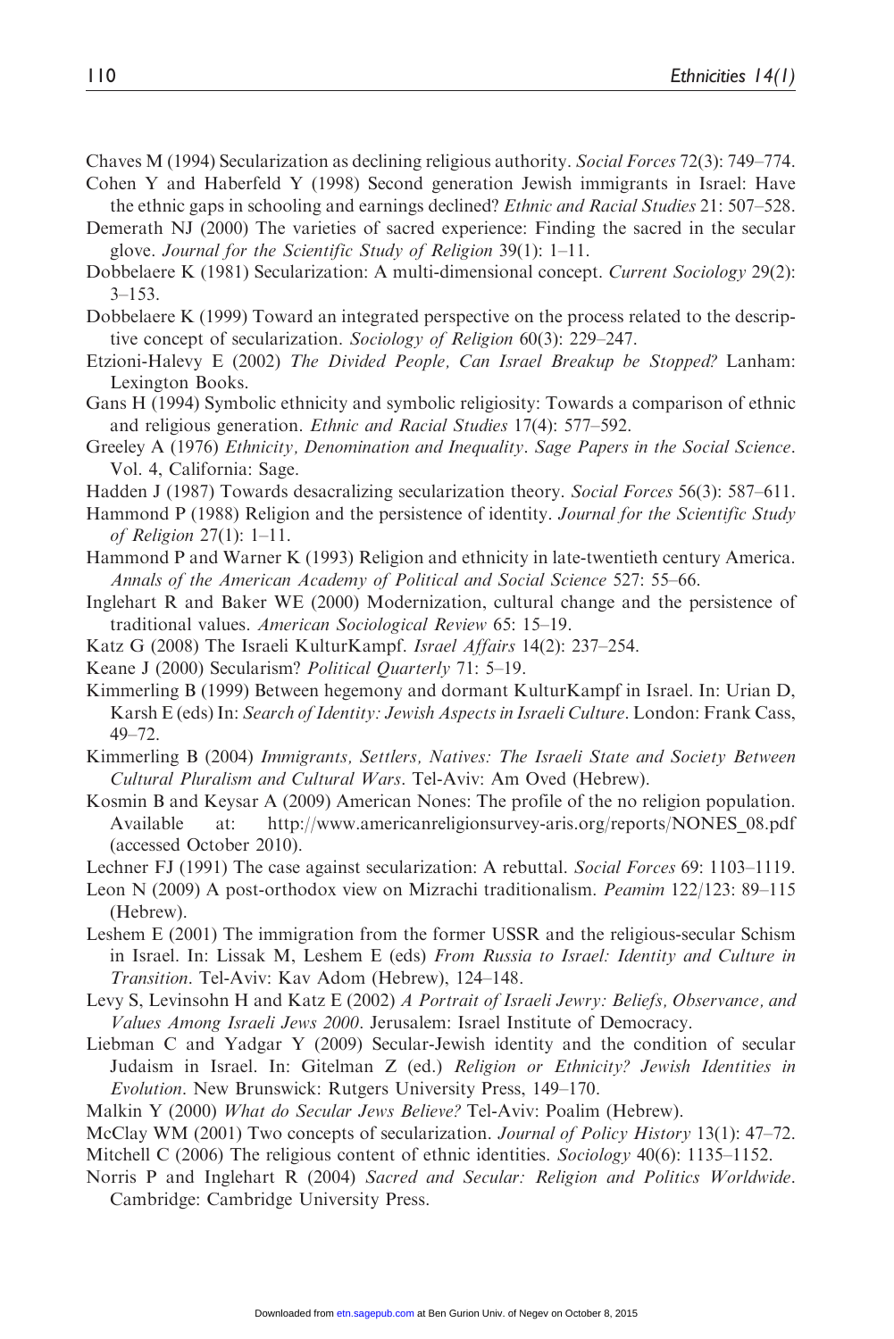Chaves M (1994) Secularization as declining religious authority. *Social Forces* 72(3): 749–774.

Cohen Y and Haberfeld Y (1998) Second generation Jewish immigrants in Israel: Have the ethnic gaps in schooling and earnings declined? *Ethnic and Racial Studies* 21: 507–528.

Demerath NJ (2000) The varieties of sacred experience: Finding the sacred in the secular glove. *Journal for the Scientific Study of Religion* 39(1): 1–11.

Dobbelaere K (1981) Secularization: A multi-dimensional concept. *Current Sociology* 29(2): 3–153.

Dobbelaere K (1999) Toward an integrated perspective on the process related to the descriptive concept of secularization. *Sociology of Religion* 60(3): 229–247.

Etzioni-Halevy E (2002) *The Divided People, Can Israel Breakup be Stopped?* Lanham: Lexington Books.

Gans H (1994) Symbolic ethnicity and symbolic religiosity: Towards a comparison of ethnic and religious generation. *Ethnic and Racial Studies* 17(4): 577–592.

Greeley A (1976) *Ethnicity, Denomination and Inequality*. *Sage Papers in the Social Science*. Vol. 4, California: Sage.

Hadden J (1987) Towards desacralizing secularization theory. *Social Forces* 56(3): 587–611.

Hammond P (1988) Religion and the persistence of identity. *Journal for the Scientific Study of Religion* 27(1): 1–11.

Hammond P and Warner K (1993) Religion and ethnicity in late-twentieth century America. *Annals of the American Academy of Political and Social Science* 527: 55–66.

Inglehart R and Baker WE (2000) Modernization, cultural change and the persistence of traditional values. *American Sociological Review* 65: 15–19.

Katz G (2008) The Israeli KulturKampf. *Israel Affairs* 14(2): 237–254.

Keane J (2000) Secularism? *Political Quarterly* 71: 5–19.

Kimmerling B (1999) Between hegemony and dormant KulturKampf in Israel. In: Urian D, Karsh E (eds) In: *Search of Identity: Jewish Aspects in Israeli Culture*. London: Frank Cass, 49–72.

Kimmerling B (2004) *Immigrants, Settlers, Natives: The Israeli State and Society Between Cultural Pluralism and Cultural Wars*. Tel-Aviv: Am Oved (Hebrew).

Kosmin B and Keysar A (2009) American Nones: The profile of the no religion population. Available at: http://www.americanreligionsurvey-aris.org/reports/NONES_08.pdf (accessed October 2010).

Lechner FJ (1991) The case against secularization: A rebuttal. *Social Forces* 69: 1103–1119.

Leon N (2009) A post-orthodox view on Mizrachi traditionalism. *Peamim* 122/123: 89–115 (Hebrew).

Leshem E (2001) The immigration from the former USSR and the religious-secular Schism in Israel. In: Lissak M, Leshem E (eds) *From Russia to Israel: Identity and Culture in Transition*. Tel-Aviv: Kav Adom (Hebrew), 124–148.

Levy S, Levinsohn H and Katz E (2002) *A Portrait of Israeli Jewry: Beliefs, Observance, and Values Among Israeli Jews 2000*. Jerusalem: Israel Institute of Democracy.

Liebman C and Yadgar Y (2009) Secular-Jewish identity and the condition of secular Judaism in Israel. In: Gitelman Z (ed.) *Religion or Ethnicity? Jewish Identities in Evolution*. New Brunswick: Rutgers University Press, 149–170.

Malkin Y (2000) *What do Secular Jews Believe?* Tel-Aviv: Poalim (Hebrew).

McClay WM (2001) Two concepts of secularization. *Journal of Policy History* 13(1): 47–72.

Mitchell C (2006) The religious content of ethnic identities. *Sociology* 40(6): 1135–1152.

Norris P and Inglehart R (2004) *Sacred and Secular: Religion and Politics Worldwide*. Cambridge: Cambridge University Press.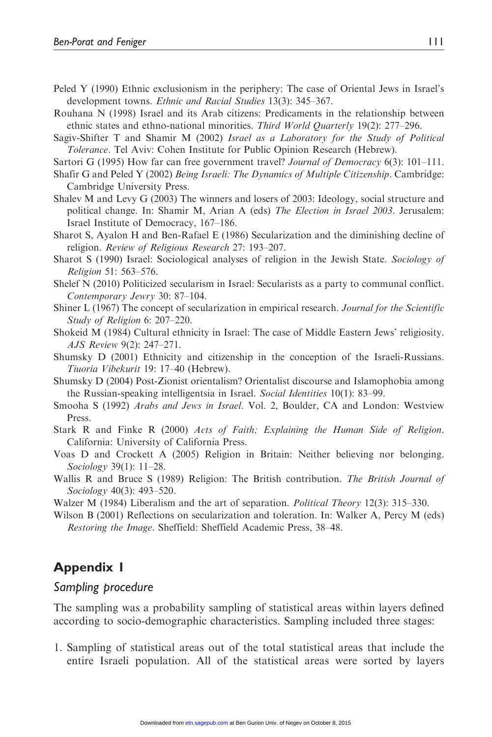Peled Y (1990) Ethnic exclusionism in the periphery: The case of Oriental Jews in Israel's development towns. *Ethnic and Racial Studies* 13(3): 345–367.

Rouhana N (1998) Israel and its Arab citizens: Predicaments in the relationship between ethnic states and ethno-national minorities. *Third World Quarterly* 19(2): 277–296.

Sagiv-Shifter T and Shamir M (2002) *Israel as a Laboratory for the Study of Political Tolerance*. Tel Aviv: Cohen Institute for Public Opinion Research (Hebrew).

Sartori G (1995) How far can free government travel? *Journal of Democracy* 6(3): 101–111.

Shafir G and Peled Y (2002) *Being Israeli: The Dynamics of Multiple Citizenship*. Cambridge: Cambridge University Press.

Shalev M and Levy G (2003) The winners and losers of 2003: Ideology, social structure and political change. In: Shamir M, Arian A (eds) *The Election in Israel 2003*. Jerusalem: Israel Institute of Democracy, 167–186.

Sharot S, Ayalon H and Ben-Rafael E (1986) Secularization and the diminishing decline of religion. *Review of Religious Research* 27: 193–207.

Sharot S (1990) Israel: Sociological analyses of religion in the Jewish State. *Sociology of Religion* 51: 563–576.

Shelef N (2010) Politicized secularism in Israel: Secularists as a party to communal conflict. *Contemporary Jewry* 30: 87–104.

Shiner L (1967) The concept of secularization in empirical research. *Journal for the Scientific Study of Religion* 6: 207–220.

Shokeid M (1984) Cultural ethnicity in Israel: The case of Middle Eastern Jews' religiosity. *AJS Review* 9(2): 247–271.

Shumsky D (2001) Ethnicity and citizenship in the conception of the Israeli-Russians. *Tiuoria Vibekurit* 19: 17–40 (Hebrew).

Shumsky D (2004) Post-Zionist orientalism? Orientalist discourse and Islamophobia among the Russian-speaking intelligentsia in Israel. *Social Identities* 10(1): 83–99.

Smooha S (1992) *Arabs and Jews in Israel*. Vol. 2, Boulder, CA and London: Westview Press.

Stark R and Finke R (2000) *Acts of Faith; Explaining the Human Side of Religion*. California: University of California Press.

Voas D and Crockett A (2005) Religion in Britain: Neither believing nor belonging. *Sociology* 39(1): 11–28.

Wallis R and Bruce S (1989) Religion: The British contribution. *The British Journal of Sociology* 40(3): 493–520.

Walzer M (1984) Liberalism and the art of separation. *Political Theory* 12(3): 315–330.

Wilson B (2001) Reflections on secularization and toleration. In: Walker A, Percy M (eds) *Restoring the Image*. Sheffield: Sheffield Academic Press, 38–48.

## Appendix 1

### Sampling procedure

The sampling was a probability sampling of statistical areas within layers defined according to socio-demographic characteristics. Sampling included three stages:

1. Sampling of statistical areas out of the total statistical areas that include the entire Israeli population. All of the statistical areas were sorted by layers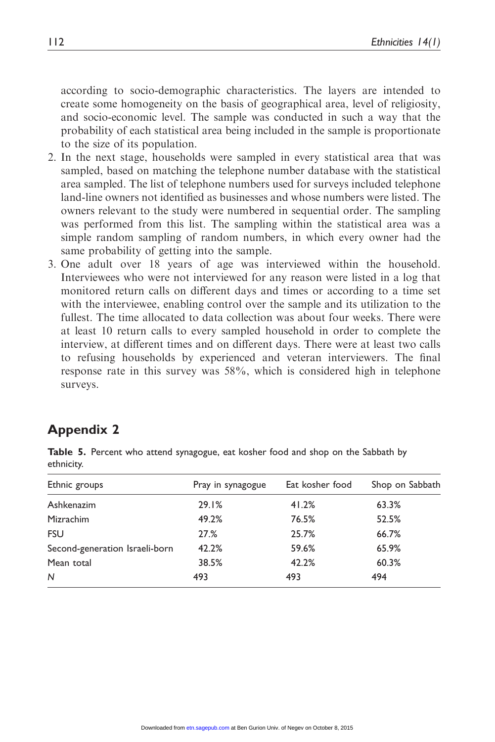according to socio-demographic characteristics. The layers are intended to create some homogeneity on the basis of geographical area, level of religiosity, and socio-economic level. The sample was conducted in such a way that the probability of each statistical area being included in the sample is proportionate to the size of its population.

2. In the next stage, households were sampled in every statistical area that was sampled, based on matching the telephone number database with the statistical area sampled. The list of telephone numbers used for surveys included telephone land-line owners not identified as businesses and whose numbers were listed. The owners relevant to the study were numbered in sequential order. The sampling was performed from this list. The sampling within the statistical area was a simple random sampling of random numbers, in which every owner had the same probability of getting into the sample.
3. One adult over 18 years of age was interviewed within the household. Interviewees who were not interviewed for any reason were listed in a log that monitored return calls on different days and times or according to a time set with the interviewee, enabling control over the sample and its utilization to the fullest. The time allocated to data collection was about four weeks. There were at least 10 return calls to every sampled household in order to complete the interview, at different times and on different days. There were at least two calls to refusing households by experienced and veteran interviewers. The final response rate in this survey was 58%, which is considered high in telephone surveys.

## Appendix 2

**Table 5.** Percent who attend synagogue, eat kosher food and shop on the Sabbath by ethnicity.

| Ethnic groups | Pray in synagogue | Eat kosher food | Shop on Sabbath |
|---|---|---|---|
| Ashkenazim | 29.1% | 41.2% | 63.3% |
| Mizrachim | 49.2% | 76.5% | 52.5% |
| FSU | 27.% | 25.7% | 66.7% |
| Second-generation Israeli-born | 42.2% | 59.6% | 65.9% |
| Mean total | 38.5% | 42.2% | 60.3% |
| *N* | 493 | 493 | 494 |